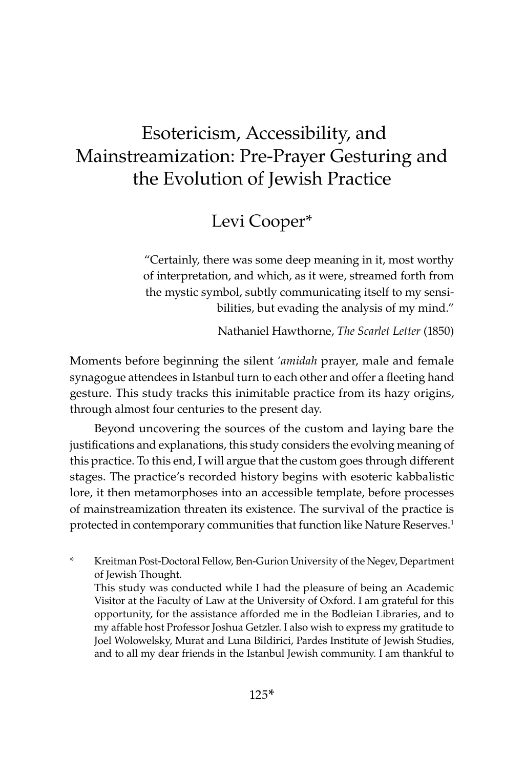# Esotericism, Accessibility, and Mainstreamization: Pre-Prayer Gesturing and the Evolution of Jewish Practice

## Levi Cooper*

> "Certainly, there was some deep meaning in it, most worthy of interpretation, and which, as it were, streamed forth from the mystic symbol, subtly communicating itself to my sensibilities, but evading the analysis of my mind."
>
> Nathaniel Hawthorne, *The Scarlet Letter* (1850)

Moments before beginning the silent *'amidah* prayer, male and female synagogue attendees in Istanbul turn to each other and offer a fleeting hand gesture. This study tracks this inimitable practice from its hazy origins, through almost four centuries to the present day.

Beyond uncovering the sources of the custom and laying bare the justifications and explanations, this study considers the evolving meaning of this practice. To this end, I will argue that the custom goes through different stages. The practice's recorded history begins with esoteric kabbalistic lore, it then metamorphoses into an accessible template, before processes of mainstreamization threaten its existence. The survival of the practice is protected in contemporary communities that function like Nature Reserves.[1]

\* Kreitman Post-Doctoral Fellow, Ben-Gurion University of the Negev, Department of Jewish Thought.
This study was conducted while I had the pleasure of being an Academic Visitor at the Faculty of Law at the University of Oxford. I am grateful for this opportunity, for the assistance afforded me in the Bodleian Libraries, and to my affable host Professor Joshua Getzler. I also wish to express my gratitude to Joel Wolowelsky, Murat and Luna Bildirici, Pardes Institute of Jewish Studies, and to all my dear friends in the Istanbul Jewish community. I am thankful to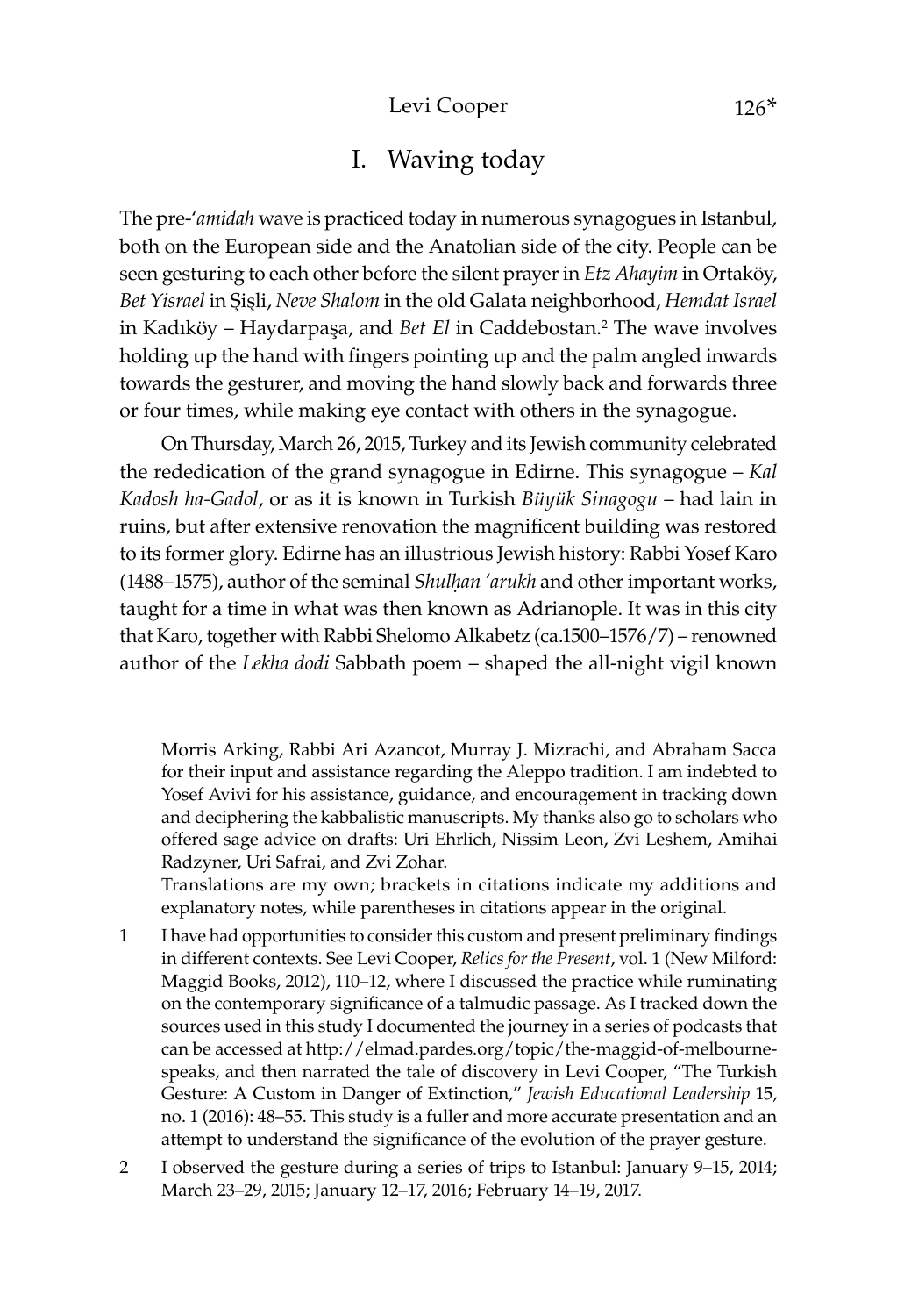# I. Waving today

The pre-*'amidah* wave is practiced today in numerous synagogues in Istanbul, both on the European side and the Anatolian side of the city. People can be seen gesturing to each other before the silent prayer in *Etz Ahayim* in Ortaköy, *Bet Yisrael* in Şişli, *Neve Shalom* in the old Galata neighborhood, *Hemdat Israel* in Kadıköy – Haydarpaşa, and *Bet El* in Caddebostan.[2] The wave involves holding up the hand with fingers pointing up and the palm angled inwards towards the gesturer, and moving the hand slowly back and forwards three or four times, while making eye contact with others in the synagogue.

On Thursday, March 26, 2015, Turkey and its Jewish community celebrated the rededication of the grand synagogue in Edirne. This synagogue – *Kal Kadosh ha-Gadol*, or as it is known in Turkish *Büyük Sinagogu* – had lain in ruins, but after extensive renovation the magnificent building was restored to its former glory. Edirne has an illustrious Jewish history: Rabbi Yosef Karo (1488–1575), author of the seminal *Shulḥan 'arukh* and other important works, taught for a time in what was then known as Adrianople. It was in this city that Karo, together with Rabbi Shelomo Alkabetz (ca.1500–1576/7) – renowned author of the *Lekha dodi* Sabbath poem – shaped the all-night vigil known

---

Morris Arking, Rabbi Ari Azancot, Murray J. Mizrachi, and Abraham Sacca for their input and assistance regarding the Aleppo tradition. I am indebted to Yosef Avivi for his assistance, guidance, and encouragement in tracking down and deciphering the kabbalistic manuscripts. My thanks also go to scholars who offered sage advice on drafts: Uri Ehrlich, Nissim Leon, Zvi Leshem, Amihai Radzyner, Uri Safrai, and Zvi Zohar.

Translations are my own; brackets in citations indicate my additions and explanatory notes, while parentheses in citations appear in the original.

1 I have had opportunities to consider this custom and present preliminary findings in different contexts. See Levi Cooper, *Relics for the Present*, vol. 1 (New Milford: Maggid Books, 2012), 110–12, where I discussed the practice while ruminating on the contemporary significance of a talmudic passage. As I tracked down the sources used in this study I documented the journey in a series of podcasts that can be accessed at http://elmad.pardes.org/topic/the-maggid-of-melbourne-speaks, and then narrated the tale of discovery in Levi Cooper, "The Turkish Gesture: A Custom in Danger of Extinction," *Jewish Educational Leadership* 15, no. 1 (2016): 48–55. This study is a fuller and more accurate presentation and an attempt to understand the significance of the evolution of the prayer gesture.

2 I observed the gesture during a series of trips to Istanbul: January 9–15, 2014; March 23–29, 2015; January 12–17, 2016; February 14–19, 2017.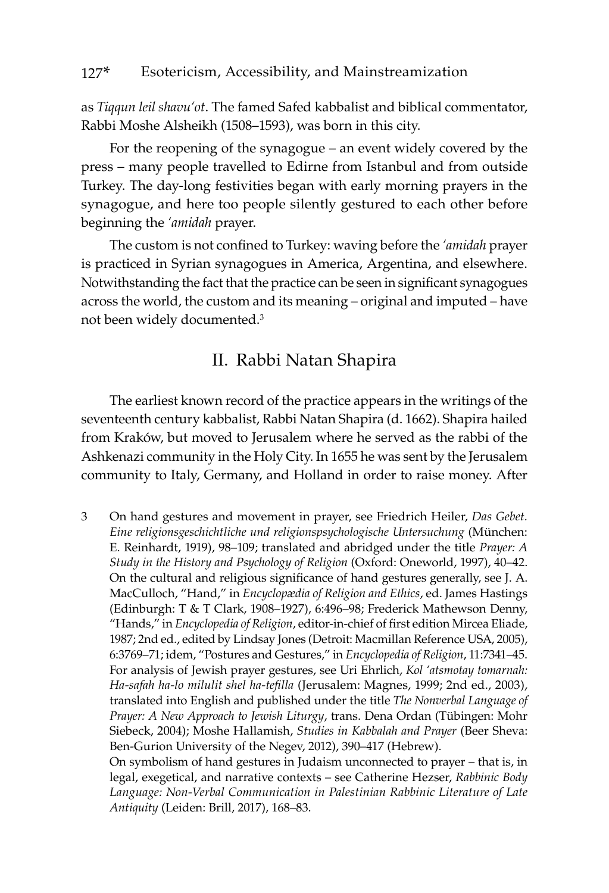as *Tiqqun leil shavu'ot*. The famed Safed kabbalist and biblical commentator, Rabbi Moshe Alsheikh (1508–1593), was born in this city.

For the reopening of the synagogue – an event widely covered by the press – many people travelled to Edirne from Istanbul and from outside Turkey. The day-long festivities began with early morning prayers in the synagogue, and here too people silently gestured to each other before beginning the *'amidah* prayer.

The custom is not confined to Turkey: waving before the *'amidah* prayer is practiced in Syrian synagogues in America, Argentina, and elsewhere. Notwithstanding the fact that the practice can be seen in significant synagogues across the world, the custom and its meaning – original and imputed – have not been widely documented.[3]

## II. Rabbi Natan Shapira

The earliest known record of the practice appears in the writings of the seventeenth century kabbalist, Rabbi Natan Shapira (d. 1662). Shapira hailed from Kraków, but moved to Jerusalem where he served as the rabbi of the Ashkenazi community in the Holy City. In 1655 he was sent by the Jerusalem community to Italy, Germany, and Holland in order to raise money. After

3 On hand gestures and movement in prayer, see Friedrich Heiler, *Das Gebet. Eine religionsgeschichtliche und religionspsychologische Untersuchung* (München: E. Reinhardt, 1919), 98–109; translated and abridged under the title *Prayer: A Study in the History and Psychology of Religion* (Oxford: Oneworld, 1997), 40–42. On the cultural and religious significance of hand gestures generally, see J. A. MacCulloch, "Hand," in *Encyclopædia of Religion and Ethics*, ed. James Hastings (Edinburgh: T & T Clark, 1908–1927), 6:496–98; Frederick Mathewson Denny, "Hands," in *Encyclopedia of Religion*, editor-in-chief of first edition Mircea Eliade, 1987; 2nd ed., edited by Lindsay Jones (Detroit: Macmillan Reference USA, 2005), 6:3769–71; idem, "Postures and Gestures," in *Encyclopedia of Religion*, 11:7341–45. For analysis of Jewish prayer gestures, see Uri Ehrlich, *Kol 'atsmotay tomarnah: Ha-safah ha-lo milulit shel ha-tefilla* (Jerusalem: Magnes, 1999; 2nd ed., 2003), translated into English and published under the title *The Nonverbal Language of Prayer: A New Approach to Jewish Liturgy*, trans. Dena Ordan (Tübingen: Mohr Siebeck, 2004); Moshe Hallamish, *Studies in Kabbalah and Prayer* (Beer Sheva: Ben-Gurion University of the Negev, 2012), 390–417 (Hebrew).
On symbolism of hand gestures in Judaism unconnected to prayer – that is, in legal, exegetical, and narrative contexts – see Catherine Hezser, *Rabbinic Body Language: Non-Verbal Communication in Palestinian Rabbinic Literature of Late Antiquity* (Leiden: Brill, 2017), 168–83.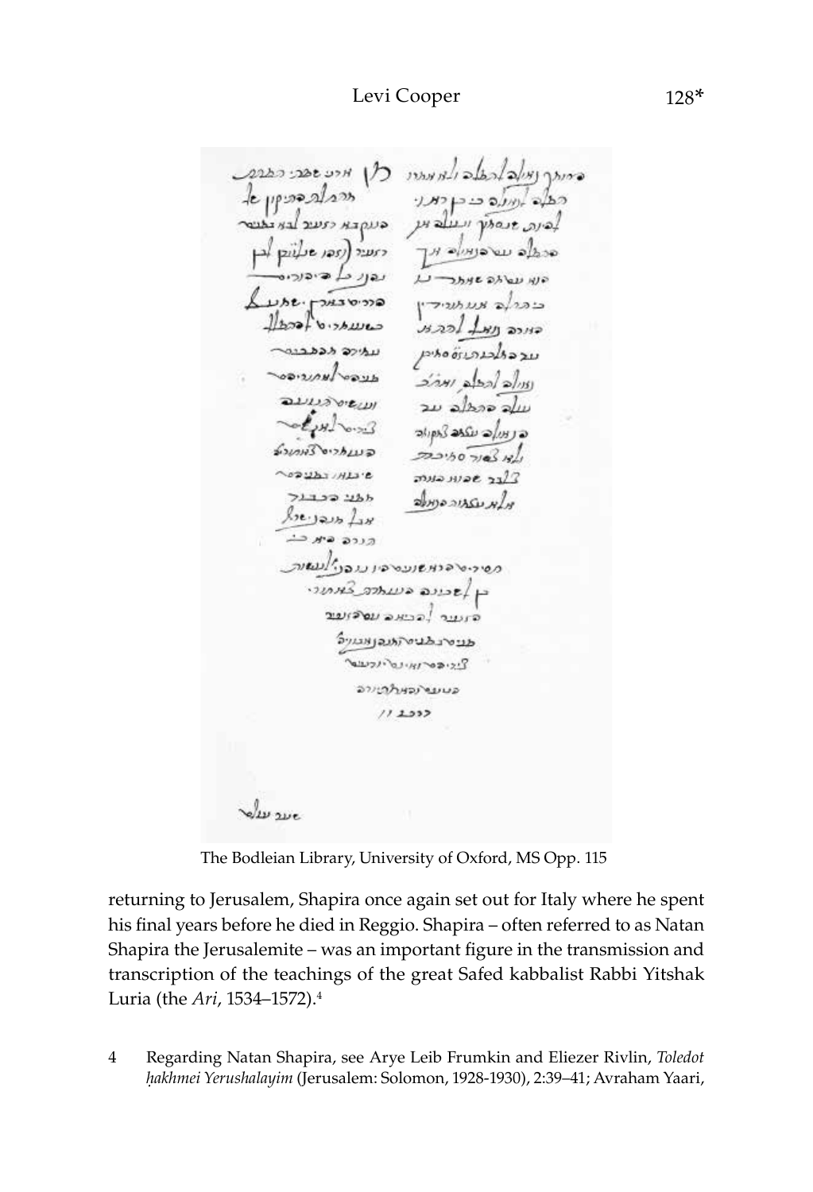The Bodleian Library, University of Oxford, MS Opp. 115

returning to Jerusalem, Shapira once again set out for Italy where he spent his final years before he died in Reggio. Shapira – often referred to as Natan Shapira the Jerusalemite – was an important figure in the transmission and transcription of the teachings of the great Safed kabbalist Rabbi Yitshak Luria (the *Ari*, 1534–1572).[4]

4 Regarding Natan Shapira, see Arye Leib Frumkin and Eliezer Rivlin, *Toledot ḥakhmei Yerushalayim* (Jerusalem: Solomon, 1928-1930), 2:39–41; Avraham Yaari,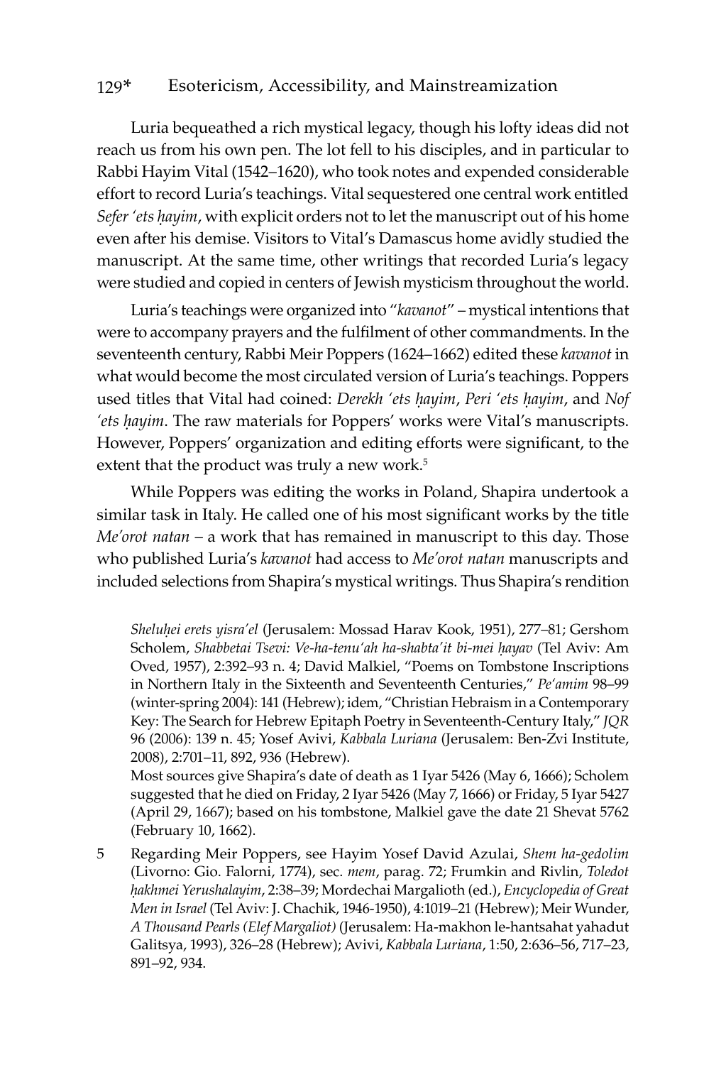Luria bequeathed a rich mystical legacy, though his lofty ideas did not reach us from his own pen. The lot fell to his disciples, and in particular to Rabbi Hayim Vital (1542–1620), who took notes and expended considerable effort to record Luria's teachings. Vital sequestered one central work entitled *Sefer 'ets ḥayim*, with explicit orders not to let the manuscript out of his home even after his demise. Visitors to Vital's Damascus home avidly studied the manuscript. At the same time, other writings that recorded Luria's legacy were studied and copied in centers of Jewish mysticism throughout the world.

Luria's teachings were organized into "*kavanot*" – mystical intentions that were to accompany prayers and the fulfilment of other commandments. In the seventeenth century, Rabbi Meir Poppers (1624–1662) edited these *kavanot* in what would become the most circulated version of Luria's teachings. Poppers used titles that Vital had coined: *Derekh 'ets ḥayim*, *Peri 'ets ḥayim*, and *Nof 'ets ḥayim*. The raw materials for Poppers' works were Vital's manuscripts. However, Poppers' organization and editing efforts were significant, to the extent that the product was truly a new work.[5]

While Poppers was editing the works in Poland, Shapira undertook a similar task in Italy. He called one of his most significant works by the title *Me'orot natan* – a work that has remained in manuscript to this day. Those who published Luria's *kavanot* had access to *Me'orot natan* manuscripts and included selections from Shapira's mystical writings. Thus Shapira's rendition

*Sheluḥei erets yisra'el* (Jerusalem: Mossad Harav Kook, 1951), 277–81; Gershom Scholem, *Shabbetai Tsevi: Ve-ha-tenu'ah ha-shabta'it bi-mei ḥayav* (Tel Aviv: Am Oved, 1957), 2:392–93 n. 4; David Malkiel, "Poems on Tombstone Inscriptions in Northern Italy in the Sixteenth and Seventeenth Centuries," *Pe'amim* 98–99 (winter-spring 2004): 141 (Hebrew); idem, "Christian Hebraism in a Contemporary Key: The Search for Hebrew Epitaph Poetry in Seventeenth-Century Italy," *JQR* 96 (2006): 139 n. 45; Yosef Avivi, *Kabbala Luriana* (Jerusalem: Ben-Zvi Institute, 2008), 2:701–11, 892, 936 (Hebrew).

Most sources give Shapira's date of death as 1 Iyar 5426 (May 6, 1666); Scholem suggested that he died on Friday, 2 Iyar 5426 (May 7, 1666) or Friday, 5 Iyar 5427 (April 29, 1667); based on his tombstone, Malkiel gave the date 21 Shevat 5762 (February 10, 1662).

5 Regarding Meir Poppers, see Hayim Yosef David Azulai, *Shem ha-gedolim* (Livorno: Gio. Falorni, 1774), sec. *mem*, parag. 72; Frumkin and Rivlin, *Toledot ḥakhmei Yerushalayim*, 2:38–39; Mordechai Margalioth (ed.), *Encyclopedia of Great Men in Israel* (Tel Aviv: J. Chachik, 1946-1950), 4:1019–21 (Hebrew); Meir Wunder, *A Thousand Pearls (Elef Margaliot)* (Jerusalem: Ha-makhon le-hantsahat yahadut Galitsya, 1993), 326–28 (Hebrew); Avivi, *Kabbala Luriana*, 1:50, 2:636–56, 717–23, 891–92, 934.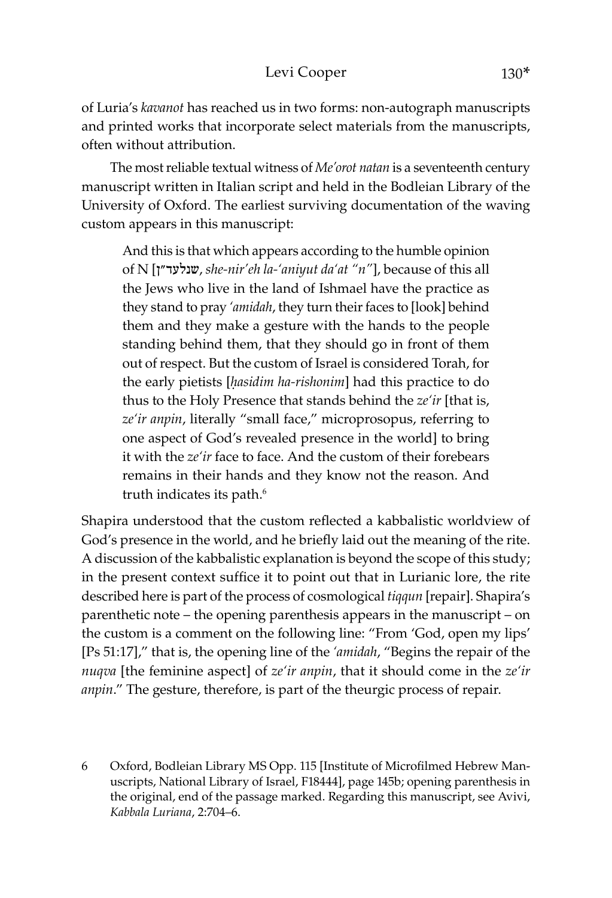of Luria's *kavanot* has reached us in two forms: non-autograph manuscripts and printed works that incorporate select materials from the manuscripts, often without attribution.

The most reliable textual witness of *Me'orot natan* is a seventeenth century manuscript written in Italian script and held in the Bodleian Library of the University of Oxford. The earliest surviving documentation of the waving custom appears in this manuscript:

> And this is that which appears according to the humble opinion of N [שנלעד"ן, *she-nir'eh la-'aniyut da'at "n"*], because of this all the Jews who live in the land of Ishmael have the practice as they stand to pray *'amidah*, they turn their faces to [look] behind them and they make a gesture with the hands to the people standing behind them, that they should go in front of them out of respect. But the custom of Israel is considered Torah, for the early pietists [*ḥasidim ha-rishonim*] had this practice to do thus to the Holy Presence that stands behind the *ze'ir* [that is, *ze'ir anpin*, literally "small face," microprosopus, referring to one aspect of God's revealed presence in the world] to bring it with the *ze'ir* face to face. And the custom of their forebears remains in their hands and they know not the reason. And truth indicates its path.[6]

Shapira understood that the custom reflected a kabbalistic worldview of God's presence in the world, and he briefly laid out the meaning of the rite. A discussion of the kabbalistic explanation is beyond the scope of this study; in the present context suffice it to point out that in Lurianic lore, the rite described here is part of the process of cosmological *tiqqun* [repair]. Shapira's parenthetic note – the opening parenthesis appears in the manuscript – on the custom is a comment on the following line: "From 'God, open my lips' [Ps 51:17]," that is, the opening line of the *'amidah*, "Begins the repair of the *nuqva* [the feminine aspect] of *ze'ir anpin*, that it should come in the *ze'ir anpin*." The gesture, therefore, is part of the theurgic process of repair.

6 Oxford, Bodleian Library MS Opp. 115 [Institute of Microfilmed Hebrew Manuscripts, National Library of Israel, F18444], page 145b; opening parenthesis in the original, end of the passage marked. Regarding this manuscript, see Avivi, *Kabbala Luriana*, 2:704–6.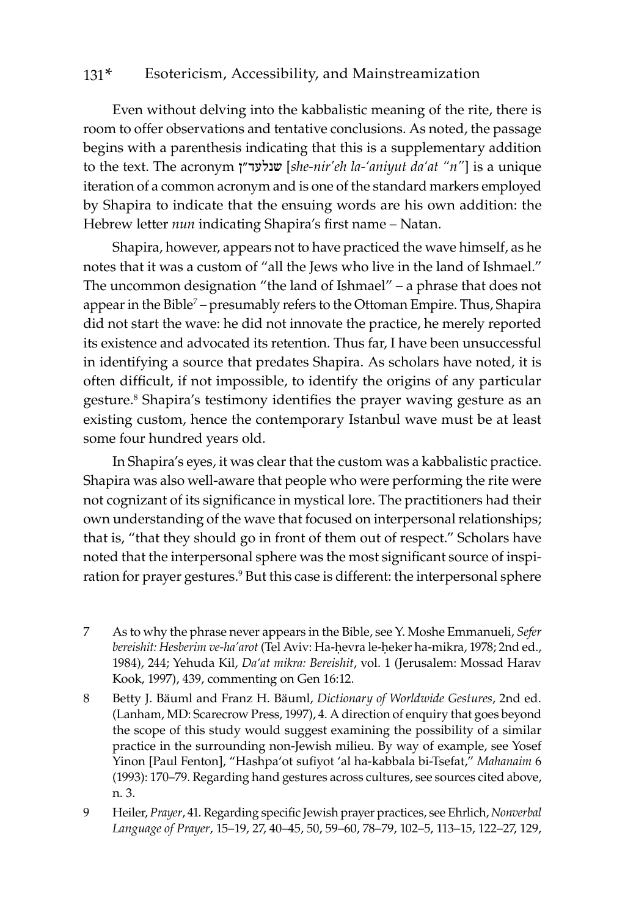Even without delving into the kabbalistic meaning of the rite, there is room to offer observations and tentative conclusions. As noted, the passage begins with a parenthesis indicating that this is a supplementary addition to the text. The acronym שנלעד"ן [*she-nir'eh la-'aniyut da'at "n"*] is a unique iteration of a common acronym and is one of the standard markers employed by Shapira to indicate that the ensuing words are his own addition: the Hebrew letter *nun* indicating Shapira's first name – Natan.

Shapira, however, appears not to have practiced the wave himself, as he notes that it was a custom of "all the Jews who live in the land of Ishmael." The uncommon designation "the land of Ishmael" – a phrase that does not appear in the Bible[7] – presumably refers to the Ottoman Empire. Thus, Shapira did not start the wave: he did not innovate the practice, he merely reported its existence and advocated its retention. Thus far, I have been unsuccessful in identifying a source that predates Shapira. As scholars have noted, it is often difficult, if not impossible, to identify the origins of any particular gesture.[8] Shapira's testimony identifies the prayer waving gesture as an existing custom, hence the contemporary Istanbul wave must be at least some four hundred years old.

In Shapira's eyes, it was clear that the custom was a kabbalistic practice. Shapira was also well-aware that people who were performing the rite were not cognizant of its significance in mystical lore. The practitioners had their own understanding of the wave that focused on interpersonal relationships; that is, "that they should go in front of them out of respect." Scholars have noted that the interpersonal sphere was the most significant source of inspiration for prayer gestures.[9] But this case is different: the interpersonal sphere

7 As to why the phrase never appears in the Bible, see Y. Moshe Emmanueli, *Sefer bereishit: Hesberim ve-ha'arot* (Tel Aviv: Ha-ḥevra le-ḥeker ha-mikra, 1978; 2nd ed., 1984), 244; Yehuda Kil, *Da'at mikra: Bereishit*, vol. 1 (Jerusalem: Mossad Harav Kook, 1997), 439, commenting on Gen 16:12.

8 Betty J. Bäuml and Franz H. Bäuml, *Dictionary of Worldwide Gestures*, 2nd ed. (Lanham, MD: Scarecrow Press, 1997), 4. A direction of enquiry that goes beyond the scope of this study would suggest examining the possibility of a similar practice in the surrounding non-Jewish milieu. By way of example, see Yosef Yinon [Paul Fenton], "Hashpa'ot sufiyot 'al ha-kabbala bi-Tsefat," *Mahanaim* 6 (1993): 170–79. Regarding hand gestures across cultures, see sources cited above, n. 3.

9 Heiler, *Prayer*, 41. Regarding specific Jewish prayer practices, see Ehrlich, *Nonverbal Language of Prayer*, 15–19, 27, 40–45, 50, 59–60, 78–79, 102–5, 113–15, 122–27, 129,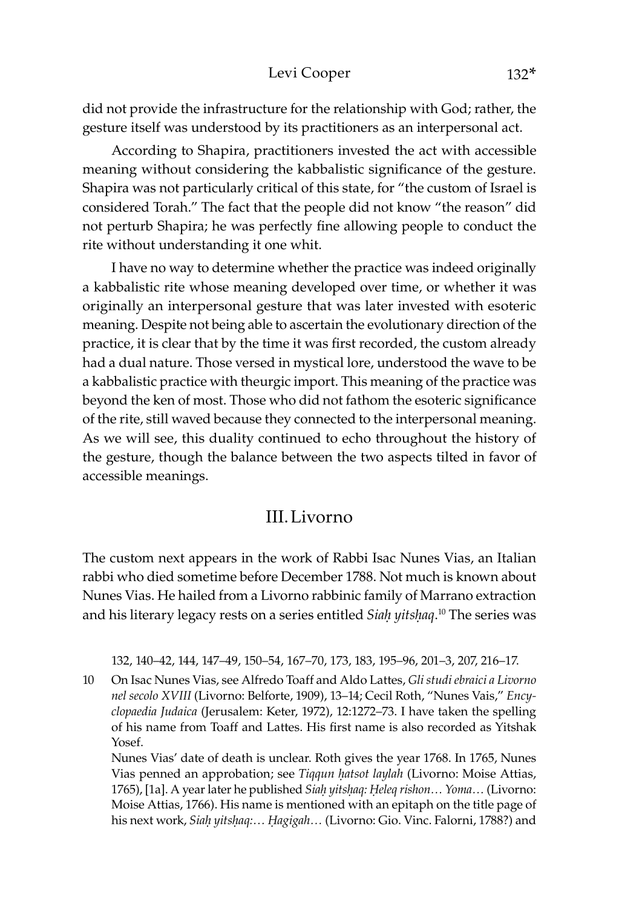did not provide the infrastructure for the relationship with God; rather, the gesture itself was understood by its practitioners as an interpersonal act.

According to Shapira, practitioners invested the act with accessible meaning without considering the kabbalistic significance of the gesture. Shapira was not particularly critical of this state, for "the custom of Israel is considered Torah." The fact that the people did not know "the reason" did not perturb Shapira; he was perfectly fine allowing people to conduct the rite without understanding it one whit.

I have no way to determine whether the practice was indeed originally a kabbalistic rite whose meaning developed over time, or whether it was originally an interpersonal gesture that was later invested with esoteric meaning. Despite not being able to ascertain the evolutionary direction of the practice, it is clear that by the time it was first recorded, the custom already had a dual nature. Those versed in mystical lore, understood the wave to be a kabbalistic practice with theurgic import. This meaning of the practice was beyond the ken of most. Those who did not fathom the esoteric significance of the rite, still waved because they connected to the interpersonal meaning. As we will see, this duality continued to echo throughout the history of the gesture, though the balance between the two aspects tilted in favor of accessible meanings.

## III. Livorno

The custom next appears in the work of Rabbi Isac Nunes Vias, an Italian rabbi who died sometime before December 1788. Not much is known about Nunes Vias. He hailed from a Livorno rabbinic family of Marrano extraction and his literary legacy rests on a series entitled *Siaḥ yitsḥaq*.[10] The series was

132, 140–42, 144, 147–49, 150–54, 167–70, 173, 183, 195–96, 201–3, 207, 216–17.

10 On Isac Nunes Vias, see Alfredo Toaff and Aldo Lattes, *Gli studi ebraici a Livorno nel secolo XVIII* (Livorno: Belforte, 1909), 13–14; Cecil Roth, "Nunes Vais," *Encyclopaedia Judaica* (Jerusalem: Keter, 1972), 12:1272–73. I have taken the spelling of his name from Toaff and Lattes. His first name is also recorded as Yitshak Yosef.

Nunes Vias' date of death is unclear. Roth gives the year 1768. In 1765, Nunes Vias penned an approbation; see *Tiqqun ḥatsot laylah* (Livorno: Moise Attias, 1765), [1a]. A year later he published *Siaḥ yitsḥaq: Ḥeleq rishon… Yoma…* (Livorno: Moise Attias, 1766). His name is mentioned with an epitaph on the title page of his next work, *Siaḥ yitsḥaq:… Ḥagigah…* (Livorno: Gio. Vinc. Falorni, 1788?) and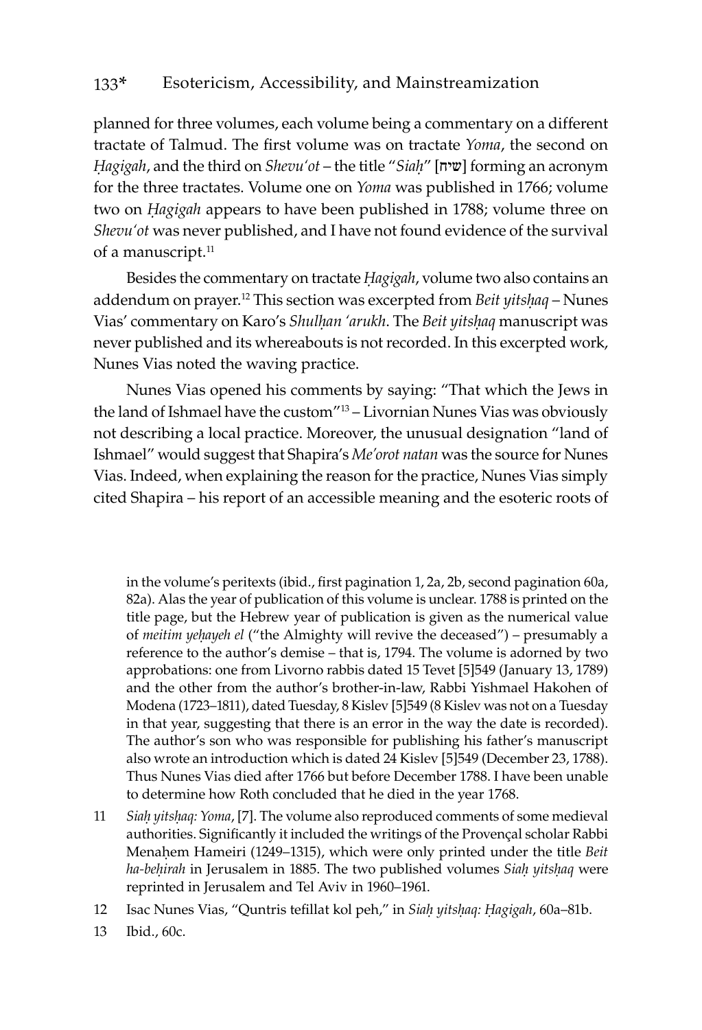planned for three volumes, each volume being a commentary on a different tractate of Talmud. The first volume was on tractate *Yoma*, the second on *Ḥagigah*, and the third on *Shevu'ot* – the title "*Siaḥ*" [שיח] forming an acronym for the three tractates. Volume one on *Yoma* was published in 1766; volume two on *Ḥagigah* appears to have been published in 1788; volume three on *Shevu'ot* was never published, and I have not found evidence of the survival of a manuscript.[11]

Besides the commentary on tractate *Ḥagigah*, volume two also contains an addendum on prayer.[12] This section was excerpted from *Beit yitsḥaq* – Nunes Vias' commentary on Karo's *Shulḥan 'arukh*. The *Beit yitsḥaq* manuscript was never published and its whereabouts is not recorded. In this excerpted work, Nunes Vias noted the waving practice.

Nunes Vias opened his comments by saying: "That which the Jews in the land of Ishmael have the custom"[13] – Livornian Nunes Vias was obviously not describing a local practice. Moreover, the unusual designation "land of Ishmael" would suggest that Shapira's *Me'orot natan* was the source for Nunes Vias. Indeed, when explaining the reason for the practice, Nunes Vias simply cited Shapira – his report of an accessible meaning and the esoteric roots of

in the volume's peritexts (ibid., first pagination 1, 2a, 2b, second pagination 60a, 82a). Alas the year of publication of this volume is unclear. 1788 is printed on the title page, but the Hebrew year of publication is given as the numerical value of *meitim yeḥayeh el* ("the Almighty will revive the deceased") – presumably a reference to the author's demise – that is, 1794. The volume is adorned by two approbations: one from Livorno rabbis dated 15 Tevet [5]549 (January 13, 1789) and the other from the author's brother-in-law, Rabbi Yishmael Hakohen of Modena (1723–1811), dated Tuesday, 8 Kislev [5]549 (8 Kislev was not on a Tuesday in that year, suggesting that there is an error in the way the date is recorded). The author's son who was responsible for publishing his father's manuscript also wrote an introduction which is dated 24 Kislev [5]549 (December 23, 1788). Thus Nunes Vias died after 1766 but before December 1788. I have been unable to determine how Roth concluded that he died in the year 1768.

11 *Siaḥ yitsḥaq: Yoma*, [7]. The volume also reproduced comments of some medieval authorities. Significantly it included the writings of the Provençal scholar Rabbi Menaḥem Hameiri (1249–1315), which were only printed under the title *Beit ha-beḥirah* in Jerusalem in 1885. The two published volumes *Siaḥ yitsḥaq* were reprinted in Jerusalem and Tel Aviv in 1960–1961.

12 Isac Nunes Vias, "Quntris tefillat kol peh," in *Siaḥ yitsḥaq: Ḥagigah*, 60a–81b.

13 Ibid., 60c.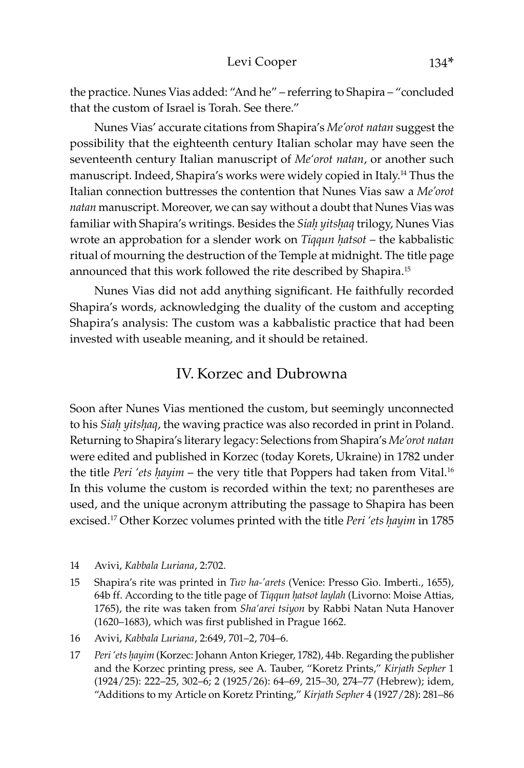the practice. Nunes Vias added: "And he" – referring to Shapira – "concluded that the custom of Israel is Torah. See there."

Nunes Vias' accurate citations from Shapira's *Me'orot natan* suggest the possibility that the eighteenth century Italian scholar may have seen the seventeenth century Italian manuscript of *Me'orot natan*, or another such manuscript. Indeed, Shapira's works were widely copied in Italy.[14] Thus the Italian connection buttresses the contention that Nunes Vias saw a *Me'orot natan* manuscript. Moreover, we can say without a doubt that Nunes Vias was familiar with Shapira's writings. Besides the *Siaḥ yitsḥaq* trilogy, Nunes Vias wrote an approbation for a slender work on *Tiqqun ḥatsot* – the kabbalistic ritual of mourning the destruction of the Temple at midnight. The title page announced that this work followed the rite described by Shapira.[15]

Nunes Vias did not add anything significant. He faithfully recorded Shapira's words, acknowledging the duality of the custom and accepting Shapira's analysis: The custom was a kabbalistic practice that had been invested with useable meaning, and it should be retained.

## IV. Korzec and Dubrowna

Soon after Nunes Vias mentioned the custom, but seemingly unconnected to his *Siaḥ yitsḥaq*, the waving practice was also recorded in print in Poland. Returning to Shapira's literary legacy: Selections from Shapira's *Me'orot natan* were edited and published in Korzec (today Korets, Ukraine) in 1782 under the title *Peri 'ets ḥayim* – the very title that Poppers had taken from Vital.[16] In this volume the custom is recorded within the text; no parentheses are used, and the unique acronym attributing the passage to Shapira has been excised.[17] Other Korzec volumes printed with the title *Peri 'ets ḥayim* in 1785

14 Avivi, *Kabbala Luriana*, 2:702.

15 Shapira's rite was printed in *Tuv ha-'arets* (Venice: Presso Gio. Imberti., 1655), 64b ff. According to the title page of *Tiqqun ḥatsot laylah* (Livorno: Moise Attias, 1765), the rite was taken from *Sha'arei tsiyon* by Rabbi Natan Nuta Hanover (1620–1683), which was first published in Prague 1662.

16 Avivi, *Kabbala Luriana*, 2:649, 701–2, 704–6.

17 *Peri 'ets ḥayim* (Korzec: Johann Anton Krieger, 1782), 44b. Regarding the publisher and the Korzec printing press, see A. Tauber, "Koretz Prints," *Kirjath Sepher* 1 (1924/25): 222–25, 302–6; 2 (1925/26): 64–69, 215–30, 274–77 (Hebrew); idem, "Additions to my Article on Koretz Printing," *Kirjath Sepher* 4 (1927/28): 281–86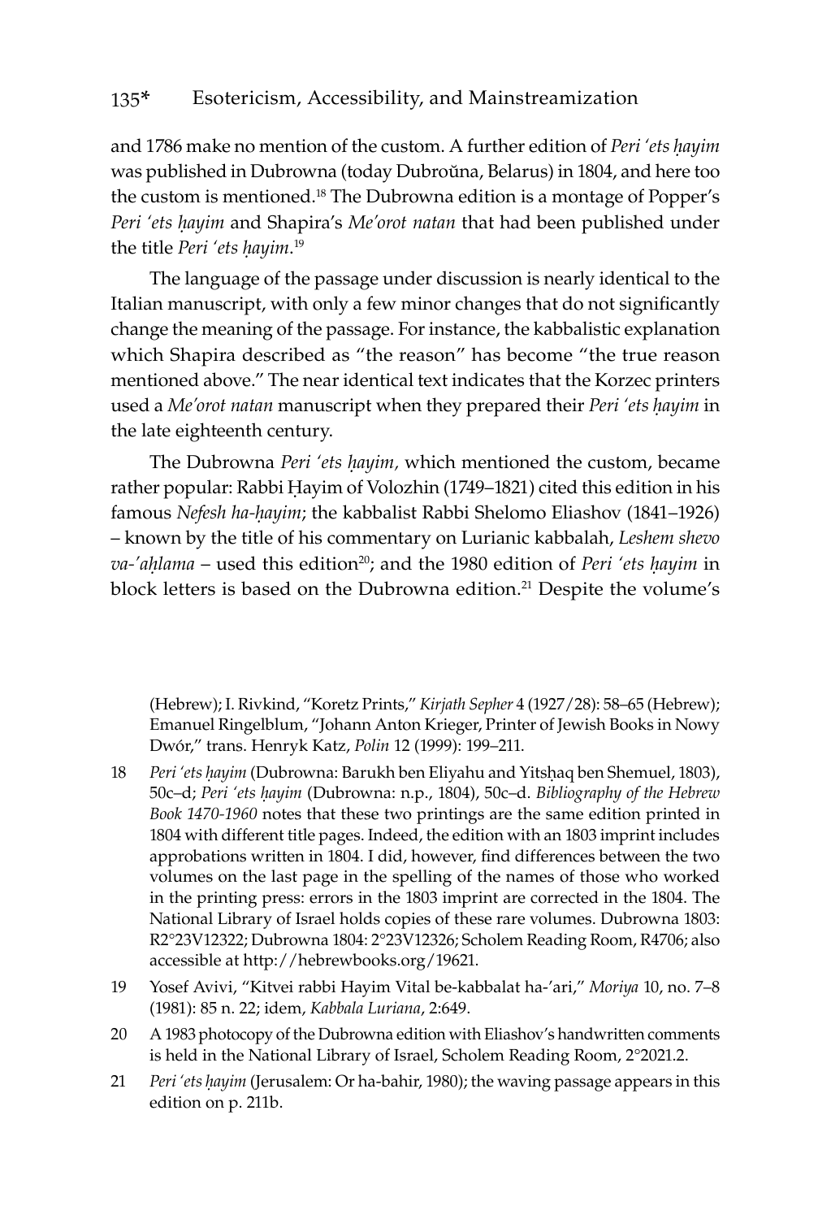and 1786 make no mention of the custom. A further edition of *Peri ʻets ḥayim* was published in Dubrowna (today Dubroŭna, Belarus) in 1804, and here too the custom is mentioned.[18] The Dubrowna edition is a montage of Popper's *Peri ʻets ḥayim* and Shapira's *Me'orot natan* that had been published under the title *Peri ʻets ḥayim*.[19]

The language of the passage under discussion is nearly identical to the Italian manuscript, with only a few minor changes that do not significantly change the meaning of the passage. For instance, the kabbalistic explanation which Shapira described as "the reason" has become "the true reason mentioned above." The near identical text indicates that the Korzec printers used a *Me'orot natan* manuscript when they prepared their *Peri ʻets ḥayim* in the late eighteenth century.

The Dubrowna *Peri ʻets ḥayim,* which mentioned the custom, became rather popular: Rabbi Ḥayim of Volozhin (1749–1821) cited this edition in his famous *Nefesh ha-ḥayim*; the kabbalist Rabbi Shelomo Eliashov (1841–1926) – known by the title of his commentary on Lurianic kabbalah, *Leshem shevo va-'aḥlama* – used this edition[20]; and the 1980 edition of *Peri ʻets ḥayim* in block letters is based on the Dubrowna edition.[21] Despite the volume's

(Hebrew); I. Rivkind, "Koretz Prints," *Kirjath Sepher* 4 (1927/28): 58–65 (Hebrew); Emanuel Ringelblum, "Johann Anton Krieger, Printer of Jewish Books in Nowy Dwór," trans. Henryk Katz, *Polin* 12 (1999): 199–211.

18 *Peri ʻets ḥayim* (Dubrowna: Barukh ben Eliyahu and Yitsḥaq ben Shemuel, 1803), 50c–d; *Peri ʻets ḥayim* (Dubrowna: n.p., 1804), 50c–d. *Bibliography of the Hebrew Book 1470-1960* notes that these two printings are the same edition printed in 1804 with different title pages. Indeed, the edition with an 1803 imprint includes approbations written in 1804. I did, however, find differences between the two volumes on the last page in the spelling of the names of those who worked in the printing press: errors in the 1803 imprint are corrected in the 1804. The National Library of Israel holds copies of these rare volumes. Dubrowna 1803: R2°23V12322; Dubrowna 1804: 2°23V12326; Scholem Reading Room, R4706; also accessible at http://hebrewbooks.org/19621.

19 Yosef Avivi, "Kitvei rabbi Hayim Vital be-kabbalat ha-'ari," *Moriya* 10, no. 7–8 (1981): 85 n. 22; idem, *Kabbala Luriana*, 2:649.

20 A 1983 photocopy of the Dubrowna edition with Eliashov's handwritten comments is held in the National Library of Israel, Scholem Reading Room, 2°2021.2.

21 *Peri ʻets ḥayim* (Jerusalem: Or ha-bahir, 1980); the waving passage appears in this edition on p. 211b.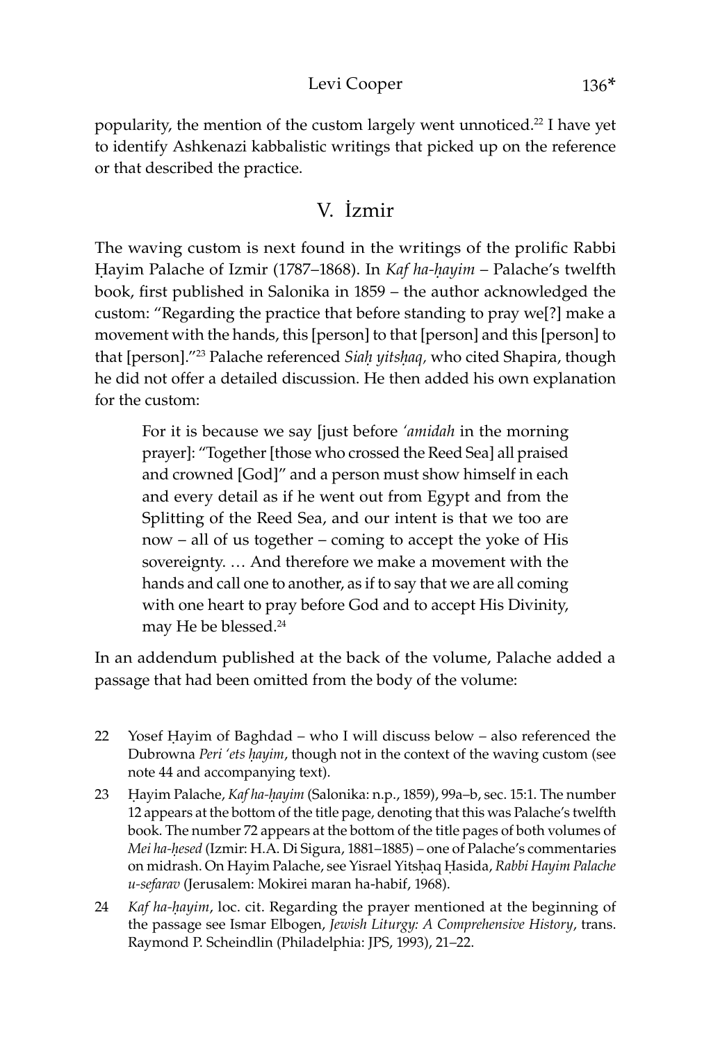popularity, the mention of the custom largely went unnoticed.[22] I have yet to identify Ashkenazi kabbalistic writings that picked up on the reference or that described the practice.

## V. İzmir

The waving custom is next found in the writings of the prolific Rabbi Ḥayim Palache of Izmir (1787–1868). In *Kaf ha-ḥayim* – Palache's twelfth book, first published in Salonika in 1859 – the author acknowledged the custom: "Regarding the practice that before standing to pray we[?] make a movement with the hands, this [person] to that [person] and this [person] to that [person]."[23] Palache referenced *Siaḥ yitsḥaq,* who cited Shapira, though he did not offer a detailed discussion. He then added his own explanation for the custom:

> For it is because we say [just before *'amidah* in the morning prayer]: "Together [those who crossed the Reed Sea] all praised and crowned [God]" and a person must show himself in each and every detail as if he went out from Egypt and from the Splitting of the Reed Sea, and our intent is that we too are now – all of us together – coming to accept the yoke of His sovereignty. … And therefore we make a movement with the hands and call one to another, as if to say that we are all coming with one heart to pray before God and to accept His Divinity, may He be blessed.[24]

In an addendum published at the back of the volume, Palache added a passage that had been omitted from the body of the volume:

---

22 Yosef Ḥayim of Baghdad – who I will discuss below – also referenced the Dubrowna *Peri 'ets ḥayim*, though not in the context of the waving custom (see note 44 and accompanying text).

23 Ḥayim Palache, *Kaf ha-ḥayim* (Salonika: n.p., 1859), 99a–b, sec. 15:1. The number 12 appears at the bottom of the title page, denoting that this was Palache's twelfth book. The number 72 appears at the bottom of the title pages of both volumes of *Mei ha-ḥesed* (Izmir: H.A. Di Sigura, 1881–1885) – one of Palache's commentaries on midrash. On Hayim Palache, see Yisrael Yitsḥaq Ḥasida, *Rabbi Hayim Palache u-sefarav* (Jerusalem: Mokirei maran ha-habif, 1968).

24 *Kaf ha-ḥayim*, loc. cit. Regarding the prayer mentioned at the beginning of the passage see Ismar Elbogen, *Jewish Liturgy: A Comprehensive History*, trans. Raymond P. Scheindlin (Philadelphia: JPS, 1993), 21–22.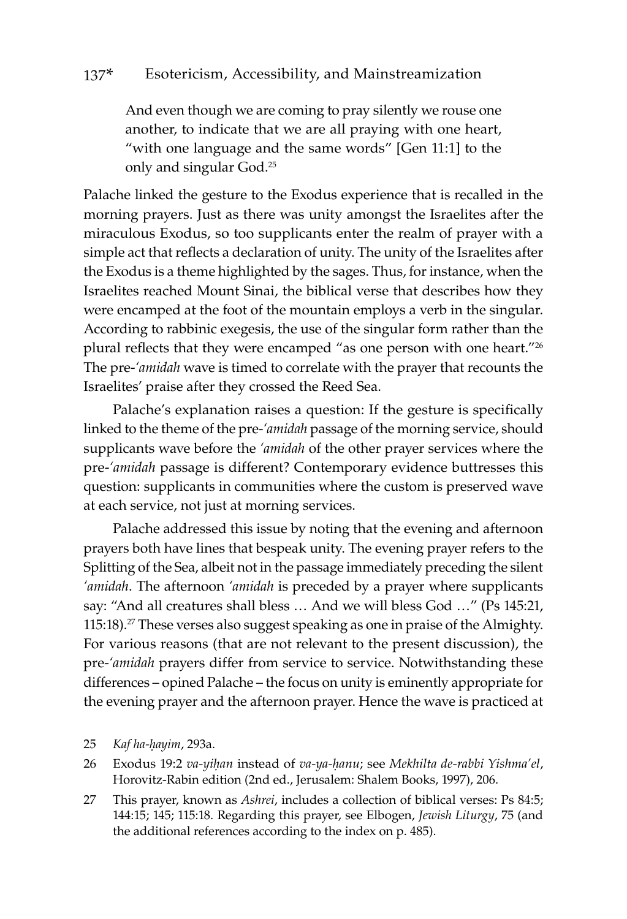> And even though we are coming to pray silently we rouse one another, to indicate that we are all praying with one heart, "with one language and the same words" [Gen 11:1] to the only and singular God.[25]

Palache linked the gesture to the Exodus experience that is recalled in the morning prayers. Just as there was unity amongst the Israelites after the miraculous Exodus, so too supplicants enter the realm of prayer with a simple act that reflects a declaration of unity. The unity of the Israelites after the Exodus is a theme highlighted by the sages. Thus, for instance, when the Israelites reached Mount Sinai, the biblical verse that describes how they were encamped at the foot of the mountain employs a verb in the singular. According to rabbinic exegesis, the use of the singular form rather than the plural reflects that they were encamped "as one person with one heart."[26] The pre-*'amidah* wave is timed to correlate with the prayer that recounts the Israelites' praise after they crossed the Reed Sea.

Palache's explanation raises a question: If the gesture is specifically linked to the theme of the pre-*'amidah* passage of the morning service, should supplicants wave before the *'amidah* of the other prayer services where the pre-*'amidah* passage is different? Contemporary evidence buttresses this question: supplicants in communities where the custom is preserved wave at each service, not just at morning services.

Palache addressed this issue by noting that the evening and afternoon prayers both have lines that bespeak unity. The evening prayer refers to the Splitting of the Sea, albeit not in the passage immediately preceding the silent *'amidah*. The afternoon *'amidah* is preceded by a prayer where supplicants say: "And all creatures shall bless … And we will bless God …" (Ps 145:21, 115:18).[27] These verses also suggest speaking as one in praise of the Almighty. For various reasons (that are not relevant to the present discussion), the pre-*'amidah* prayers differ from service to service. Notwithstanding these differences – opined Palache – the focus on unity is eminently appropriate for the evening prayer and the afternoon prayer. Hence the wave is practiced at

25 *Kaf ha-ḥayim*, 293a.

26 Exodus 19:2 *va-yiḥan* instead of *va-ya-ḥanu*; see *Mekhilta de-rabbi Yishma'el*, Horovitz-Rabin edition (2nd ed., Jerusalem: Shalem Books, 1997), 206.

27 This prayer, known as *Ashrei*, includes a collection of biblical verses: Ps 84:5; 144:15; 145; 115:18. Regarding this prayer, see Elbogen, *Jewish Liturgy*, 75 (and the additional references according to the index on p. 485).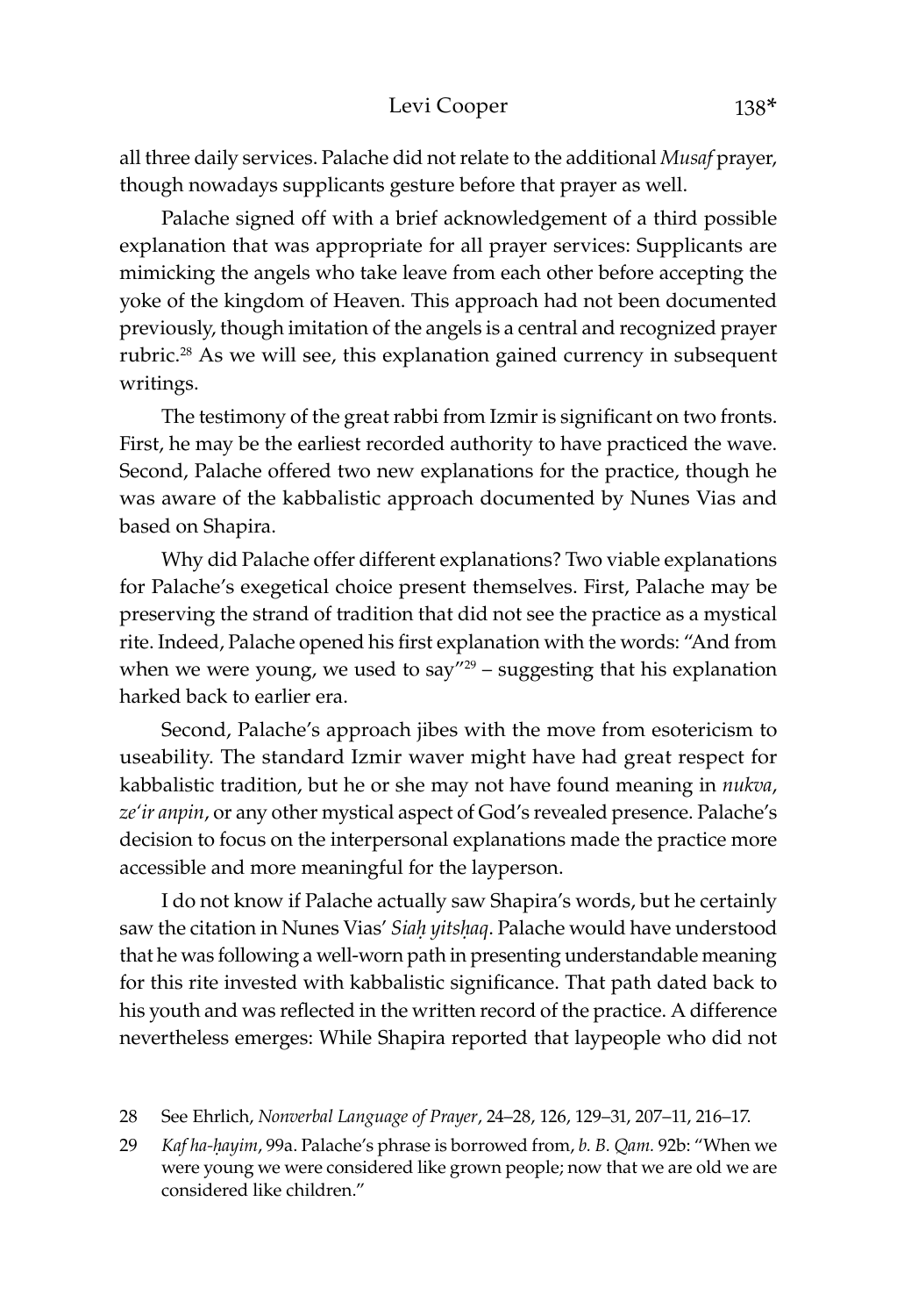all three daily services. Palache did not relate to the additional *Musaf* prayer, though nowadays supplicants gesture before that prayer as well.

Palache signed off with a brief acknowledgement of a third possible explanation that was appropriate for all prayer services: Supplicants are mimicking the angels who take leave from each other before accepting the yoke of the kingdom of Heaven. This approach had not been documented previously, though imitation of the angels is a central and recognized prayer rubric.[28] As we will see, this explanation gained currency in subsequent writings.

The testimony of the great rabbi from Izmir is significant on two fronts. First, he may be the earliest recorded authority to have practiced the wave. Second, Palache offered two new explanations for the practice, though he was aware of the kabbalistic approach documented by Nunes Vias and based on Shapira.

Why did Palache offer different explanations? Two viable explanations for Palache's exegetical choice present themselves. First, Palache may be preserving the strand of tradition that did not see the practice as a mystical rite. Indeed, Palache opened his first explanation with the words: "And from when we were young, we used to say"[29] – suggesting that his explanation harked back to earlier era.

Second, Palache's approach jibes with the move from esotericism to useability. The standard Izmir waver might have had great respect for kabbalistic tradition, but he or she may not have found meaning in *nukva*, *ze'ir anpin*, or any other mystical aspect of God's revealed presence. Palache's decision to focus on the interpersonal explanations made the practice more accessible and more meaningful for the layperson.

I do not know if Palache actually saw Shapira's words, but he certainly saw the citation in Nunes Vias' *Siaḥ yitsḥaq*. Palache would have understood that he was following a well-worn path in presenting understandable meaning for this rite invested with kabbalistic significance. That path dated back to his youth and was reflected in the written record of the practice. A difference nevertheless emerges: While Shapira reported that laypeople who did not

---

28 See Ehrlich, *Nonverbal Language of Prayer*, 24–28, 126, 129–31, 207–11, 216–17.

29 *Kaf ha-ḥayim*, 99a. Palache's phrase is borrowed from, *b. B. Qam.* 92b: "When we were young we were considered like grown people; now that we are old we are considered like children."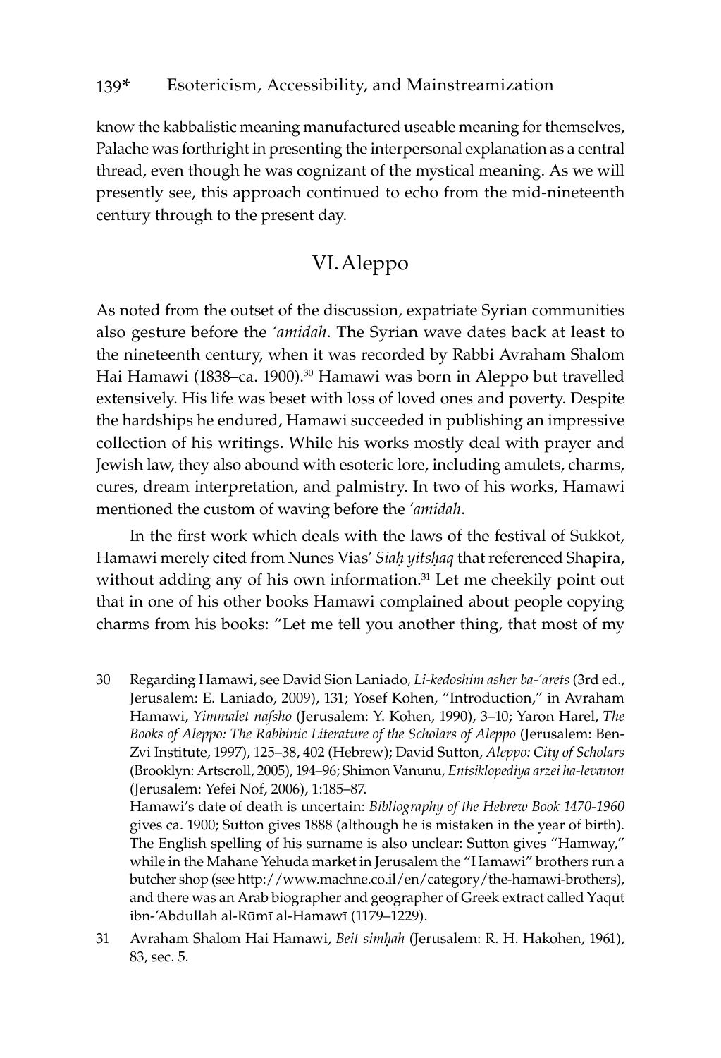know the kabbalistic meaning manufactured useable meaning for themselves, Palache was forthright in presenting the interpersonal explanation as a central thread, even though he was cognizant of the mystical meaning. As we will presently see, this approach continued to echo from the mid-nineteenth century through to the present day.

## VI. Aleppo

As noted from the outset of the discussion, expatriate Syrian communities also gesture before the *'amidah*. The Syrian wave dates back at least to the nineteenth century, when it was recorded by Rabbi Avraham Shalom Hai Hamawi (1838–ca. 1900).[30] Hamawi was born in Aleppo but travelled extensively. His life was beset with loss of loved ones and poverty. Despite the hardships he endured, Hamawi succeeded in publishing an impressive collection of his writings. While his works mostly deal with prayer and Jewish law, they also abound with esoteric lore, including amulets, charms, cures, dream interpretation, and palmistry. In two of his works, Hamawi mentioned the custom of waving before the *'amidah*.

In the first work which deals with the laws of the festival of Sukkot, Hamawi merely cited from Nunes Vias' *Siaḥ yitsḥaq* that referenced Shapira, without adding any of his own information.[31] Let me cheekily point out that in one of his other books Hamawi complained about people copying charms from his books: "Let me tell you another thing, that most of my

30 Regarding Hamawi, see David Sion Laniado, *Li-kedoshim asher ba-'arets* (3rd ed., Jerusalem: E. Laniado, 2009), 131; Yosef Kohen, "Introduction," in Avraham Hamawi, *Yimmalet nafsho* (Jerusalem: Y. Kohen, 1990), 3–10; Yaron Harel, *The Books of Aleppo: The Rabbinic Literature of the Scholars of Aleppo* (Jerusalem: Ben-Zvi Institute, 1997), 125–38, 402 (Hebrew); David Sutton, *Aleppo: City of Scholars* (Brooklyn: Artscroll, 2005), 194–96; Shimon Vanunu, *Entsiklopediya arzei ha-levanon* (Jerusalem: Yefei Nof, 2006), 1:185–87.
Hamawi's date of death is uncertain: *Bibliography of the Hebrew Book 1470-1960* gives ca. 1900; Sutton gives 1888 (although he is mistaken in the year of birth). The English spelling of his surname is also unclear: Sutton gives "Hamway," while in the Mahane Yehuda market in Jerusalem the "Hamawi" brothers run a butcher shop (see http://www.machne.co.il/en/category/the-hamawi-brothers), and there was an Arab biographer and geographer of Greek extract called Yāqūt ibn-'Abdullah al-Rūmī al-Hamawī (1179–1229).

31 Avraham Shalom Hai Hamawi, *Beit simḥah* (Jerusalem: R. H. Hakohen, 1961), 83, sec. 5.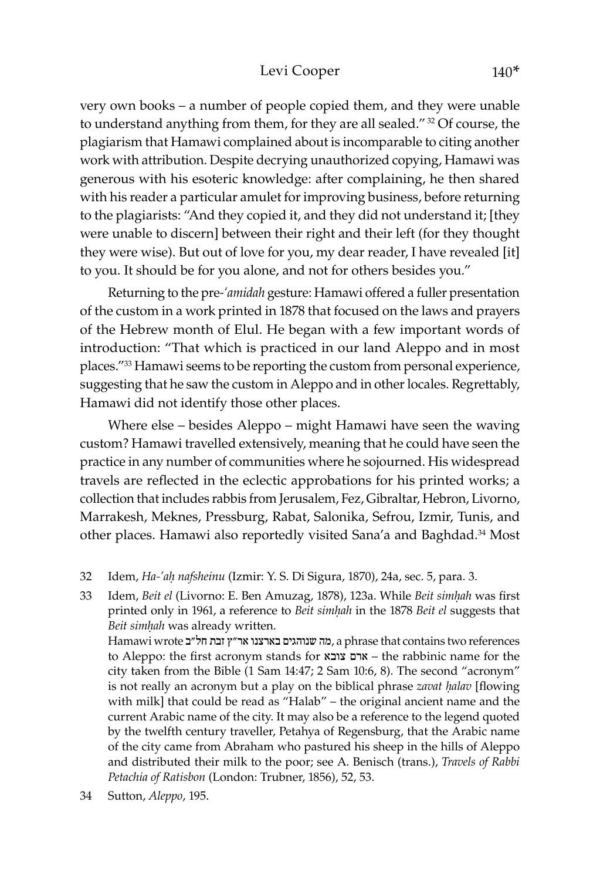very own books – a number of people copied them, and they were unable to understand anything from them, for they are all sealed."[32] Of course, the plagiarism that Hamawi complained about is incomparable to citing another work with attribution. Despite decrying unauthorized copying, Hamawi was generous with his esoteric knowledge: after complaining, he then shared with his reader a particular amulet for improving business, before returning to the plagiarists: "And they copied it, and they did not understand it; [they were unable to discern] between their right and their left (for they thought they were wise). But out of love for you, my dear reader, I have revealed [it] to you. It should be for you alone, and not for others besides you."

Returning to the pre-*'amidah* gesture: Hamawi offered a fuller presentation of the custom in a work printed in 1878 that focused on the laws and prayers of the Hebrew month of Elul. He began with a few important words of introduction: "That which is practiced in our land Aleppo and in most places."[33] Hamawi seems to be reporting the custom from personal experience, suggesting that he saw the custom in Aleppo and in other locales. Regrettably, Hamawi did not identify those other places.

Where else – besides Aleppo – might Hamawi have seen the waving custom? Hamawi travelled extensively, meaning that he could have seen the practice in any number of communities where he sojourned. His widespread travels are reflected in the eclectic approbations for his printed works; a collection that includes rabbis from Jerusalem, Fez, Gibraltar, Hebron, Livorno, Marrakesh, Meknes, Pressburg, Rabat, Salonika, Sefrou, Izmir, Tunis, and other places. Hamawi also reportedly visited Sana'a and Baghdad.[34] Most

---

32 Idem, *Ha-'aḥ nafsheinu* (Izmir: Y. S. Di Sigura, 1870), 24a, sec. 5, para. 3.

33 Idem, *Beit el* (Livorno: E. Ben Amuzag, 1878), 123a. While *Beit simḥah* was first printed only in 1961, a reference to *Beit simḥah* in the 1878 *Beit el* suggests that *Beit simḥah* was already written.
Hamawi wrote מה שנוהגים בארצנו אר"ץ זבת חל"ב, a phrase that contains two references to Aleppo: the first acronym stands for ארם צובא – the rabbinic name for the city taken from the Bible (1 Sam 14:47; 2 Sam 10:6, 8). The second "acronym" is not really an acronym but a play on the biblical phrase *zavat ḥalav* [flowing with milk] that could be read as "Halab" – the original ancient name and the current Arabic name of the city. It may also be a reference to the legend quoted by the twelfth century traveller, Petahya of Regensburg, that the Arabic name of the city came from Abraham who pastured his sheep in the hills of Aleppo and distributed their milk to the poor; see A. Benisch (trans.), *Travels of Rabbi Petachia of Ratisbon* (London: Trubner, 1856), 52, 53.

34 Sutton, *Aleppo*, 195.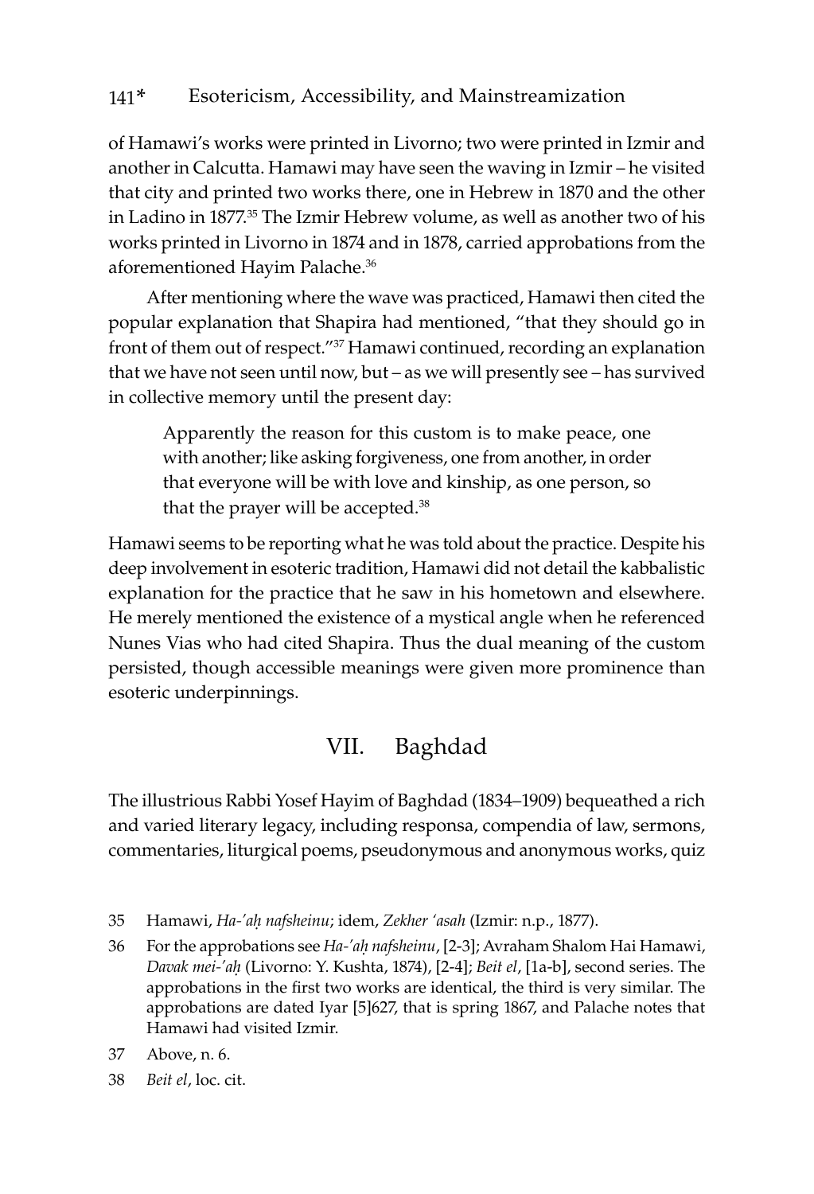of Hamawi's works were printed in Livorno; two were printed in Izmir and another in Calcutta. Hamawi may have seen the waving in Izmir – he visited that city and printed two works there, one in Hebrew in 1870 and the other in Ladino in 1877.[35] The Izmir Hebrew volume, as well as another two of his works printed in Livorno in 1874 and in 1878, carried approbations from the aforementioned Hayim Palache.[36]

After mentioning where the wave was practiced, Hamawi then cited the popular explanation that Shapira had mentioned, "that they should go in front of them out of respect."[37] Hamawi continued, recording an explanation that we have not seen until now, but – as we will presently see – has survived in collective memory until the present day:

> Apparently the reason for this custom is to make peace, one with another; like asking forgiveness, one from another, in order that everyone will be with love and kinship, as one person, so that the prayer will be accepted.[38]

Hamawi seems to be reporting what he was told about the practice. Despite his deep involvement in esoteric tradition, Hamawi did not detail the kabbalistic explanation for the practice that he saw in his hometown and elsewhere. He merely mentioned the existence of a mystical angle when he referenced Nunes Vias who had cited Shapira. Thus the dual meaning of the custom persisted, though accessible meanings were given more prominence than esoteric underpinnings.

## VII. Baghdad

The illustrious Rabbi Yosef Hayim of Baghdad (1834–1909) bequeathed a rich and varied literary legacy, including responsa, compendia of law, sermons, commentaries, liturgical poems, pseudonymous and anonymous works, quiz

35 Hamawi, *Ha-'aḥ nafsheinu*; idem, *Zekher 'asah* (Izmir: n.p., 1877).

36 For the approbations see *Ha-'aḥ nafsheinu*, [2-3]; Avraham Shalom Hai Hamawi, *Davak mei-'aḥ* (Livorno: Y. Kushta, 1874), [2-4]; *Beit el*, [1a-b], second series. The approbations in the first two works are identical, the third is very similar. The approbations are dated Iyar [5]627, that is spring 1867, and Palache notes that Hamawi had visited Izmir.

37 Above, n. 6.

38 *Beit el*, loc. cit.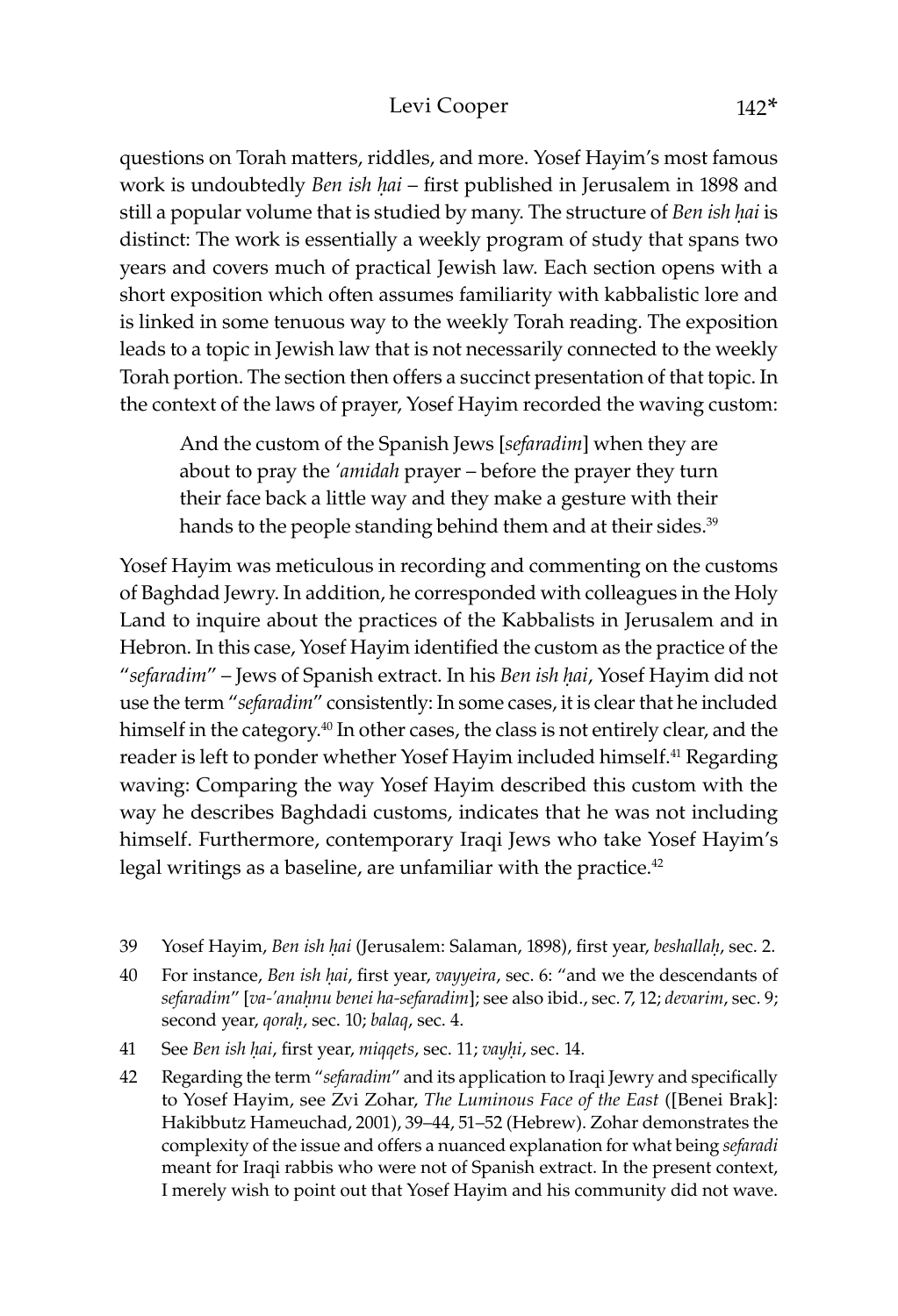questions on Torah matters, riddles, and more. Yosef Hayim's most famous work is undoubtedly *Ben ish ḥai* – first published in Jerusalem in 1898 and still a popular volume that is studied by many. The structure of *Ben ish ḥai* is distinct: The work is essentially a weekly program of study that spans two years and covers much of practical Jewish law. Each section opens with a short exposition which often assumes familiarity with kabbalistic lore and is linked in some tenuous way to the weekly Torah reading. The exposition leads to a topic in Jewish law that is not necessarily connected to the weekly Torah portion. The section then offers a succinct presentation of that topic. In the context of the laws of prayer, Yosef Hayim recorded the waving custom:

> And the custom of the Spanish Jews [*sefaradim*] when they are about to pray the *'amidah* prayer – before the prayer they turn their face back a little way and they make a gesture with their hands to the people standing behind them and at their sides.[39]

Yosef Hayim was meticulous in recording and commenting on the customs of Baghdad Jewry. In addition, he corresponded with colleagues in the Holy Land to inquire about the practices of the Kabbalists in Jerusalem and in Hebron. In this case, Yosef Hayim identified the custom as the practice of the "*sefaradim*" – Jews of Spanish extract. In his *Ben ish ḥai*, Yosef Hayim did not use the term "*sefaradim*" consistently: In some cases, it is clear that he included himself in the category.[40] In other cases, the class is not entirely clear, and the reader is left to ponder whether Yosef Hayim included himself.[41] Regarding waving: Comparing the way Yosef Hayim described this custom with the way he describes Baghdadi customs, indicates that he was not including himself. Furthermore, contemporary Iraqi Jews who take Yosef Hayim's legal writings as a baseline, are unfamiliar with the practice.[42]

39 Yosef Hayim, *Ben ish ḥai* (Jerusalem: Salaman, 1898), first year, *beshallaḥ*, sec. 2.

40 For instance, *Ben ish ḥai*, first year, *vayyeira*, sec. 6: "and we the descendants of *sefaradim*" [*va-'anaḥnu benei ha-sefaradim*]; see also ibid., sec. 7, 12; *devarim*, sec. 9; second year, *qoraḥ*, sec. 10; *balaq*, sec. 4.

41 See *Ben ish ḥai*, first year, *miqqets*, sec. 11; *vayḥi*, sec. 14.

42 Regarding the term "*sefaradim*" and its application to Iraqi Jewry and specifically to Yosef Hayim, see Zvi Zohar, *The Luminous Face of the East* ([Benei Brak]: Hakibbutz Hameuchad, 2001), 39–44, 51–52 (Hebrew). Zohar demonstrates the complexity of the issue and offers a nuanced explanation for what being *sefaradi* meant for Iraqi rabbis who were not of Spanish extract. In the present context, I merely wish to point out that Yosef Hayim and his community did not wave.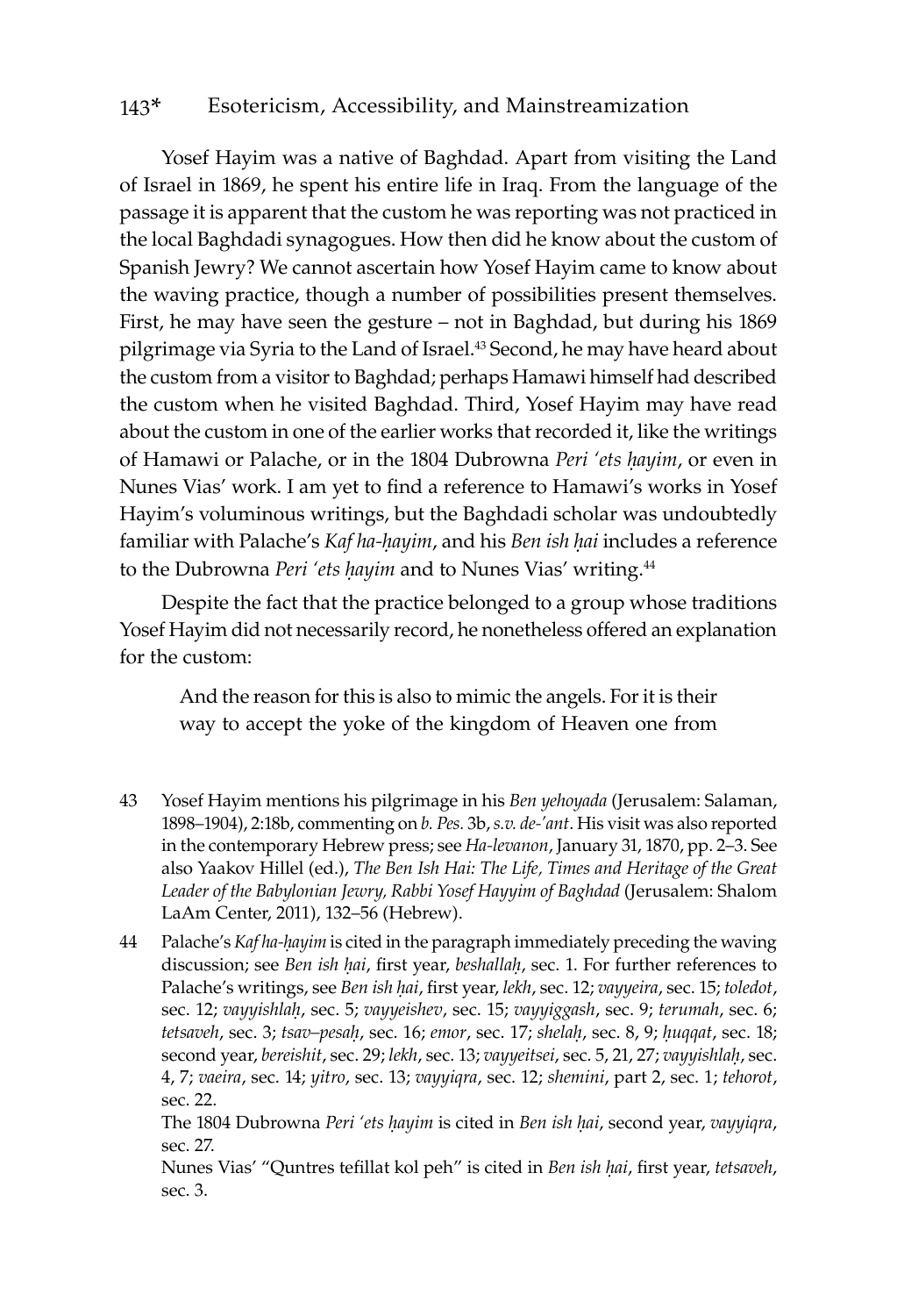Yosef Hayim was a native of Baghdad. Apart from visiting the Land of Israel in 1869, he spent his entire life in Iraq. From the language of the passage it is apparent that the custom he was reporting was not practiced in the local Baghdadi synagogues. How then did he know about the custom of Spanish Jewry? We cannot ascertain how Yosef Hayim came to know about the waving practice, though a number of possibilities present themselves. First, he may have seen the gesture – not in Baghdad, but during his 1869 pilgrimage via Syria to the Land of Israel.[43] Second, he may have heard about the custom from a visitor to Baghdad; perhaps Hamawi himself had described the custom when he visited Baghdad. Third, Yosef Hayim may have read about the custom in one of the earlier works that recorded it, like the writings of Hamawi or Palache, or in the 1804 Dubrowna *Peri 'ets ḥayim*, or even in Nunes Vias' work. I am yet to find a reference to Hamawi's works in Yosef Hayim's voluminous writings, but the Baghdadi scholar was undoubtedly familiar with Palache's *Kaf ha-ḥayim*, and his *Ben ish ḥai* includes a reference to the Dubrowna *Peri 'ets ḥayim* and to Nunes Vias' writing.[44]

Despite the fact that the practice belonged to a group whose traditions Yosef Hayim did not necessarily record, he nonetheless offered an explanation for the custom:

> And the reason for this is also to mimic the angels. For it is their way to accept the yoke of the kingdom of Heaven one from

43 Yosef Hayim mentions his pilgrimage in his *Ben yehoyada* (Jerusalem: Salaman, 1898–1904), 2:18b, commenting on *b. Pes.* 3b, *s.v. de-'ant*. His visit was also reported in the contemporary Hebrew press; see *Ha-levanon*, January 31, 1870, pp. 2–3. See also Yaakov Hillel (ed.), *The Ben Ish Hai: The Life, Times and Heritage of the Great Leader of the Babylonian Jewry, Rabbi Yosef Hayyim of Baghdad* (Jerusalem: Shalom LaAm Center, 2011), 132–56 (Hebrew).

44 Palache's *Kaf ha-ḥayim* is cited in the paragraph immediately preceding the waving discussion; see *Ben ish ḥai*, first year, *beshallaḥ*, sec. 1. For further references to Palache's writings, see *Ben ish ḥai*, first year, *lekh*, sec. 12; *vayyeira*, sec. 15; *toledot*, sec. 12; *vayyishlaḥ*, sec. 5; *vayyeishev*, sec. 15; *vayyiggash*, sec. 9; *terumah*, sec. 6; *tetsaveh*, sec. 3; *tsav–pesaḥ*, sec. 16; *emor*, sec. 17; *shelaḥ*, sec. 8, 9; *ḥuqqat*, sec. 18; second year, *bereishit*, sec. 29; *lekh*, sec. 13; *vayyeitsei*, sec. 5, 21, 27; *vayyishlaḥ*, sec. 4, 7; *vaeira*, sec. 14; *yitro*, sec. 13; *vayyiqra*, sec. 12; *shemini*, part 2, sec. 1; *tehorot*, sec. 22.

The 1804 Dubrowna *Peri 'ets ḥayim* is cited in *Ben ish ḥai*, second year, *vayyiqra*, sec. 27.

Nunes Vias' "Quntres tefillat kol peh" is cited in *Ben ish ḥai*, first year, *tetsaveh*, sec. 3.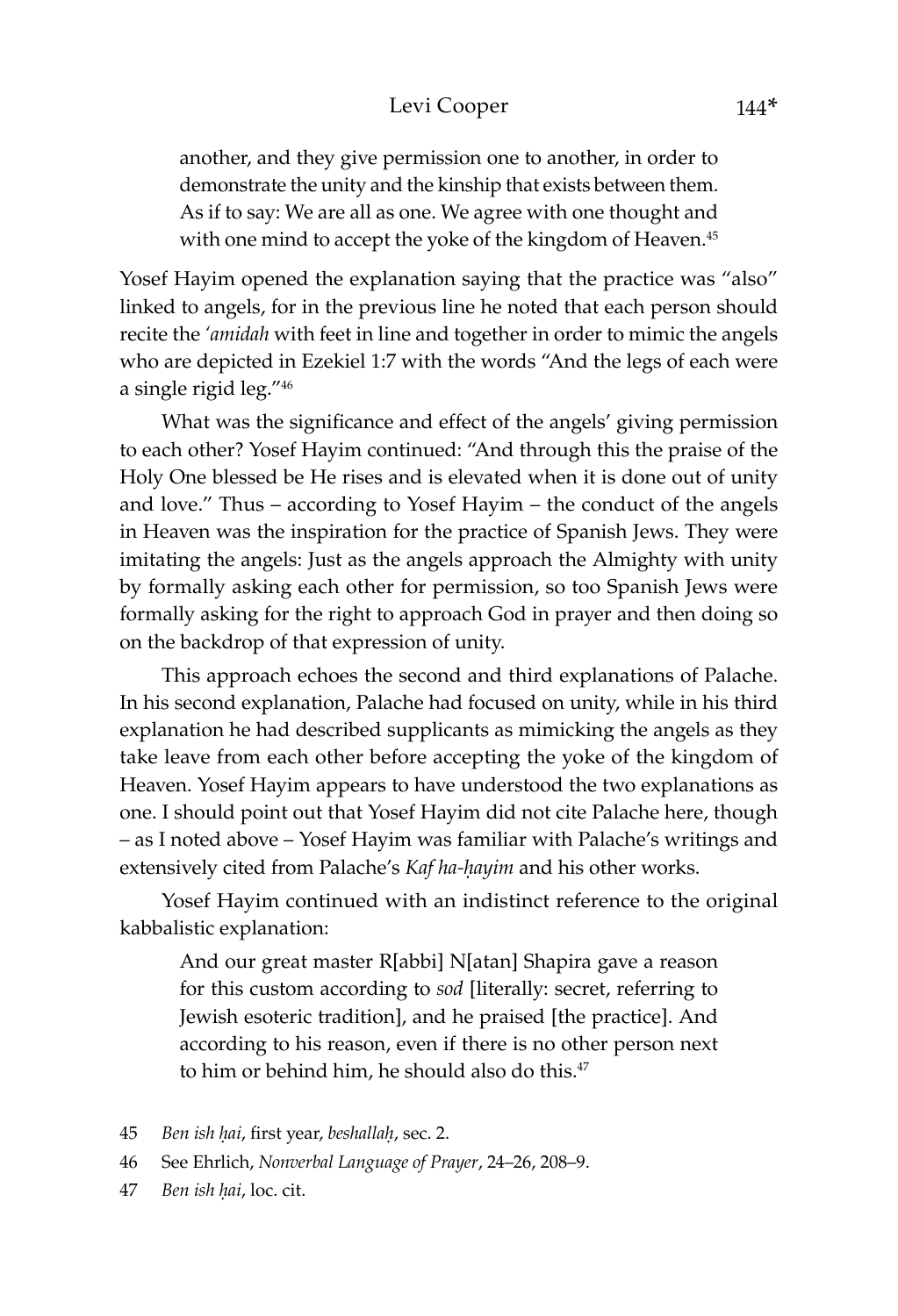> another, and they give permission one to another, in order to demonstrate the unity and the kinship that exists between them. As if to say: We are all as one. We agree with one thought and with one mind to accept the yoke of the kingdom of Heaven.[45]

Yosef Hayim opened the explanation saying that the practice was "also" linked to angels, for in the previous line he noted that each person should recite the *'amidah* with feet in line and together in order to mimic the angels who are depicted in Ezekiel 1:7 with the words "And the legs of each were a single rigid leg."[46]

What was the significance and effect of the angels' giving permission to each other? Yosef Hayim continued: "And through this the praise of the Holy One blessed be He rises and is elevated when it is done out of unity and love." Thus – according to Yosef Hayim – the conduct of the angels in Heaven was the inspiration for the practice of Spanish Jews. They were imitating the angels: Just as the angels approach the Almighty with unity by formally asking each other for permission, so too Spanish Jews were formally asking for the right to approach God in prayer and then doing so on the backdrop of that expression of unity.

This approach echoes the second and third explanations of Palache. In his second explanation, Palache had focused on unity, while in his third explanation he had described supplicants as mimicking the angels as they take leave from each other before accepting the yoke of the kingdom of Heaven. Yosef Hayim appears to have understood the two explanations as one. I should point out that Yosef Hayim did not cite Palache here, though – as I noted above – Yosef Hayim was familiar with Palache's writings and extensively cited from Palache's *Kaf ha-ḥayim* and his other works.

Yosef Hayim continued with an indistinct reference to the original kabbalistic explanation:

> And our great master R[abbi] N[atan] Shapira gave a reason for this custom according to *sod* [literally: secret, referring to Jewish esoteric tradition], and he praised [the practice]. And according to his reason, even if there is no other person next to him or behind him, he should also do this.[47]

45 *Ben ish ḥai*, first year, *beshallaḥ*, sec. 2.

46 See Ehrlich, *Nonverbal Language of Prayer*, 24–26, 208–9.

47 *Ben ish ḥai*, loc. cit.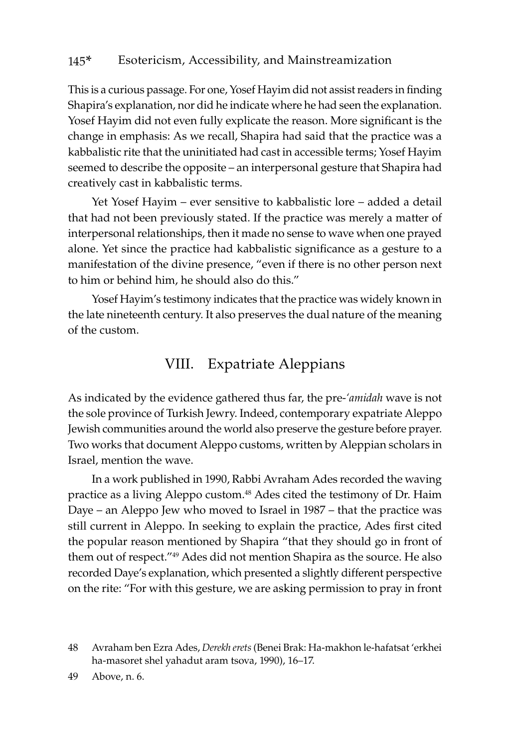This is a curious passage. For one, Yosef Hayim did not assist readers in finding Shapira's explanation, nor did he indicate where he had seen the explanation. Yosef Hayim did not even fully explicate the reason. More significant is the change in emphasis: As we recall, Shapira had said that the practice was a kabbalistic rite that the uninitiated had cast in accessible terms; Yosef Hayim seemed to describe the opposite – an interpersonal gesture that Shapira had creatively cast in kabbalistic terms.

Yet Yosef Hayim – ever sensitive to kabbalistic lore – added a detail that had not been previously stated. If the practice was merely a matter of interpersonal relationships, then it made no sense to wave when one prayed alone. Yet since the practice had kabbalistic significance as a gesture to a manifestation of the divine presence, "even if there is no other person next to him or behind him, he should also do this."

Yosef Hayim's testimony indicates that the practice was widely known in the late nineteenth century. It also preserves the dual nature of the meaning of the custom.

## VIII. Expatriate Aleppians

As indicated by the evidence gathered thus far, the pre-*'amidah* wave is not the sole province of Turkish Jewry. Indeed, contemporary expatriate Aleppo Jewish communities around the world also preserve the gesture before prayer. Two works that document Aleppo customs, written by Aleppian scholars in Israel, mention the wave.

In a work published in 1990, Rabbi Avraham Ades recorded the waving practice as a living Aleppo custom.[48] Ades cited the testimony of Dr. Haim Daye – an Aleppo Jew who moved to Israel in 1987 – that the practice was still current in Aleppo. In seeking to explain the practice, Ades first cited the popular reason mentioned by Shapira "that they should go in front of them out of respect."[49] Ades did not mention Shapira as the source. He also recorded Daye's explanation, which presented a slightly different perspective on the rite: "For with this gesture, we are asking permission to pray in front

48 Avraham ben Ezra Ades, *Derekh erets* (Benei Brak: Ha-makhon le-hafatsat 'erkhei ha-masoret shel yahadut aram tsova, 1990), 16–17.

49 Above, n. 6.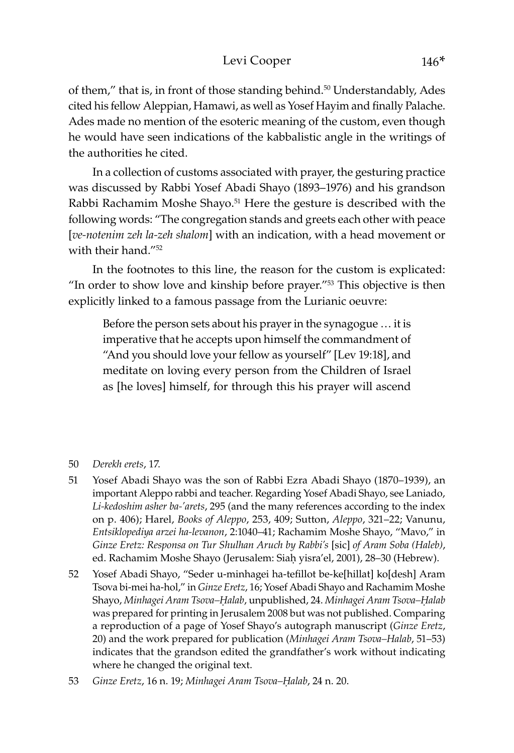of them," that is, in front of those standing behind.[50] Understandably, Ades cited his fellow Aleppian, Hamawi, as well as Yosef Hayim and finally Palache. Ades made no mention of the esoteric meaning of the custom, even though he would have seen indications of the kabbalistic angle in the writings of the authorities he cited.

In a collection of customs associated with prayer, the gesturing practice was discussed by Rabbi Yosef Abadi Shayo (1893–1976) and his grandson Rabbi Rachamim Moshe Shayo.[51] Here the gesture is described with the following words: "The congregation stands and greets each other with peace [*ve-notenim zeh la-zeh shalom*] with an indication, with a head movement or with their hand."[52]

In the footnotes to this line, the reason for the custom is explicated: "In order to show love and kinship before prayer."[53] This objective is then explicitly linked to a famous passage from the Lurianic oeuvre:

> Before the person sets about his prayer in the synagogue … it is imperative that he accepts upon himself the commandment of "And you should love your fellow as yourself" [Lev 19:18], and meditate on loving every person from the Children of Israel as [he loves] himself, for through this his prayer will ascend

---

50 *Derekh erets*, 17.

51 Yosef Abadi Shayo was the son of Rabbi Ezra Abadi Shayo (1870–1939), an important Aleppo rabbi and teacher. Regarding Yosef Abadi Shayo, see Laniado, *Li-kedoshim asher ba-'arets*, 295 (and the many references according to the index on p. 406); Harel, *Books of Aleppo*, 253, 409; Sutton, *Aleppo*, 321–22; Vanunu, *Entsiklopediya arzei ha-levanon*, 2:1040–41; Rachamim Moshe Shayo, "Mavo," in *Ginze Eretz: Responsa on Tur Shulhan Aruch by Rabbi's* [sic] *of Aram Soba (Haleb)*, ed. Rachamim Moshe Shayo (Jerusalem: Siaḥ yisra'el, 2001), 28–30 (Hebrew).

52 Yosef Abadi Shayo, "Seder u-minhagei ha-tefillot be-ke[hillat] ko[desh] Aram Tsova bi-mei ha-hol," in *Ginze Eretz*, 16; Yosef Abadi Shayo and Rachamim Moshe Shayo, *Minhagei Aram Tsova–Ḥalab*, unpublished, 24. *Minhagei Aram Tsova–Ḥalab* was prepared for printing in Jerusalem 2008 but was not published. Comparing a reproduction of a page of Yosef Shayo's autograph manuscript (*Ginze Eretz*, 20) and the work prepared for publication (*Minhagei Aram Tsova–Halab*, 51–53) indicates that the grandson edited the grandfather's work without indicating where he changed the original text.

53 *Ginze Eretz*, 16 n. 19; *Minhagei Aram Tsova–Ḥalab*, 24 n. 20.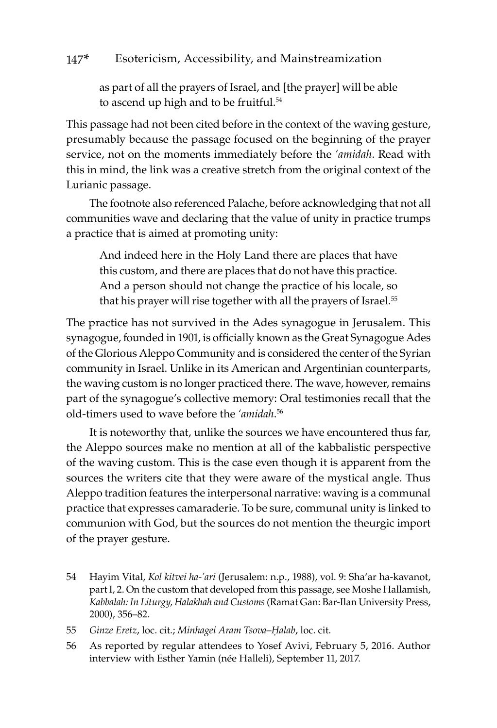as part of all the prayers of Israel, and [the prayer] will be able to ascend up high and to be fruitful.[54]

This passage had not been cited before in the context of the waving gesture, presumably because the passage focused on the beginning of the prayer service, not on the moments immediately before the *'amidah*. Read with this in mind, the link was a creative stretch from the original context of the Lurianic passage.

The footnote also referenced Palache, before acknowledging that not all communities wave and declaring that the value of unity in practice trumps a practice that is aimed at promoting unity:

> And indeed here in the Holy Land there are places that have this custom, and there are places that do not have this practice. And a person should not change the practice of his locale, so that his prayer will rise together with all the prayers of Israel.[55]

The practice has not survived in the Ades synagogue in Jerusalem. This synagogue, founded in 1901, is officially known as the Great Synagogue Ades of the Glorious Aleppo Community and is considered the center of the Syrian community in Israel. Unlike in its American and Argentinian counterparts, the waving custom is no longer practiced there. The wave, however, remains part of the synagogue's collective memory: Oral testimonies recall that the old-timers used to wave before the *'amidah*.[56]

It is noteworthy that, unlike the sources we have encountered thus far, the Aleppo sources make no mention at all of the kabbalistic perspective of the waving custom. This is the case even though it is apparent from the sources the writers cite that they were aware of the mystical angle. Thus Aleppo tradition features the interpersonal narrative: waving is a communal practice that expresses camaraderie. To be sure, communal unity is linked to communion with God, but the sources do not mention the theurgic import of the prayer gesture.

54 Hayim Vital, *Kol kitvei ha-'ari* (Jerusalem: n.p., 1988), vol. 9: Sha'ar ha-kavanot, part I, 2. On the custom that developed from this passage, see Moshe Hallamish, *Kabbalah: In Liturgy, Halakhah and Customs* (Ramat Gan: Bar-Ilan University Press, 2000), 356–82.

55 *Ginze Eretz*, loc. cit.; *Minhagei Aram Tsova–Ḥalab*, loc. cit.

56 As reported by regular attendees to Yosef Avivi, February 5, 2016. Author interview with Esther Yamin (née Halleli), September 11, 2017.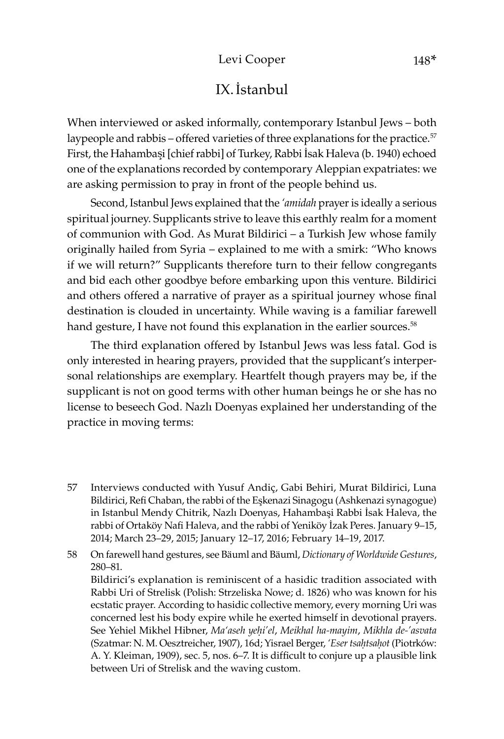## IX. İstanbul

When interviewed or asked informally, contemporary Istanbul Jews – both laypeople and rabbis – offered varieties of three explanations for the practice.[57] First, the Hahambaşi [chief rabbi] of Turkey, Rabbi İsak Haleva (b. 1940) echoed one of the explanations recorded by contemporary Aleppian expatriates: we are asking permission to pray in front of the people behind us.

Second, Istanbul Jews explained that the *'amidah* prayer is ideally a serious spiritual journey. Supplicants strive to leave this earthly realm for a moment of communion with God. As Murat Bildirici – a Turkish Jew whose family originally hailed from Syria – explained to me with a smirk: "Who knows if we will return?" Supplicants therefore turn to their fellow congregants and bid each other goodbye before embarking upon this venture. Bildirici and others offered a narrative of prayer as a spiritual journey whose final destination is clouded in uncertainty. While waving is a familiar farewell hand gesture, I have not found this explanation in the earlier sources.[58]

The third explanation offered by Istanbul Jews was less fatal. God is only interested in hearing prayers, provided that the supplicant's interpersonal relationships are exemplary. Heartfelt though prayers may be, if the supplicant is not on good terms with other human beings he or she has no license to beseech God. Nazlı Doenyas explained her understanding of the practice in moving terms:

---

57 Interviews conducted with Yusuf Andiç, Gabi Behiri, Murat Bildirici, Luna Bildirici, Refi Chaban, the rabbi of the Eşkenazi Sinagogu (Ashkenazi synagogue) in Istanbul Mendy Chitrik, Nazlı Doenyas, Hahambaşi Rabbi İsak Haleva, the rabbi of Ortaköy Nafi Haleva, and the rabbi of Yeniköy İzak Peres. January 9–15, 2014; March 23–29, 2015; January 12–17, 2016; February 14–19, 2017.

58 On farewell hand gestures, see Bäuml and Bäuml, *Dictionary of Worldwide Gestures*, 280–81.
Bildirici's explanation is reminiscent of a hasidic tradition associated with Rabbi Uri of Strelisk (Polish: Strzeliska Nowe; d. 1826) who was known for his ecstatic prayer. According to hasidic collective memory, every morning Uri was concerned lest his body expire while he exerted himself in devotional prayers. See Yehiel Mikhel Hibner, *Ma'aseh yeḥi'el*, *Meikhal ha-mayim*, *Mikhla de-'asvata* (Szatmar: N. M. Oesztreicher, 1907), 16d; Yisrael Berger, *'Eser tsaḥtsaḥot* (Piotrków: A. Y. Kleiman, 1909), sec. 5, nos. 6–7. It is difficult to conjure up a plausible link between Uri of Strelisk and the waving custom.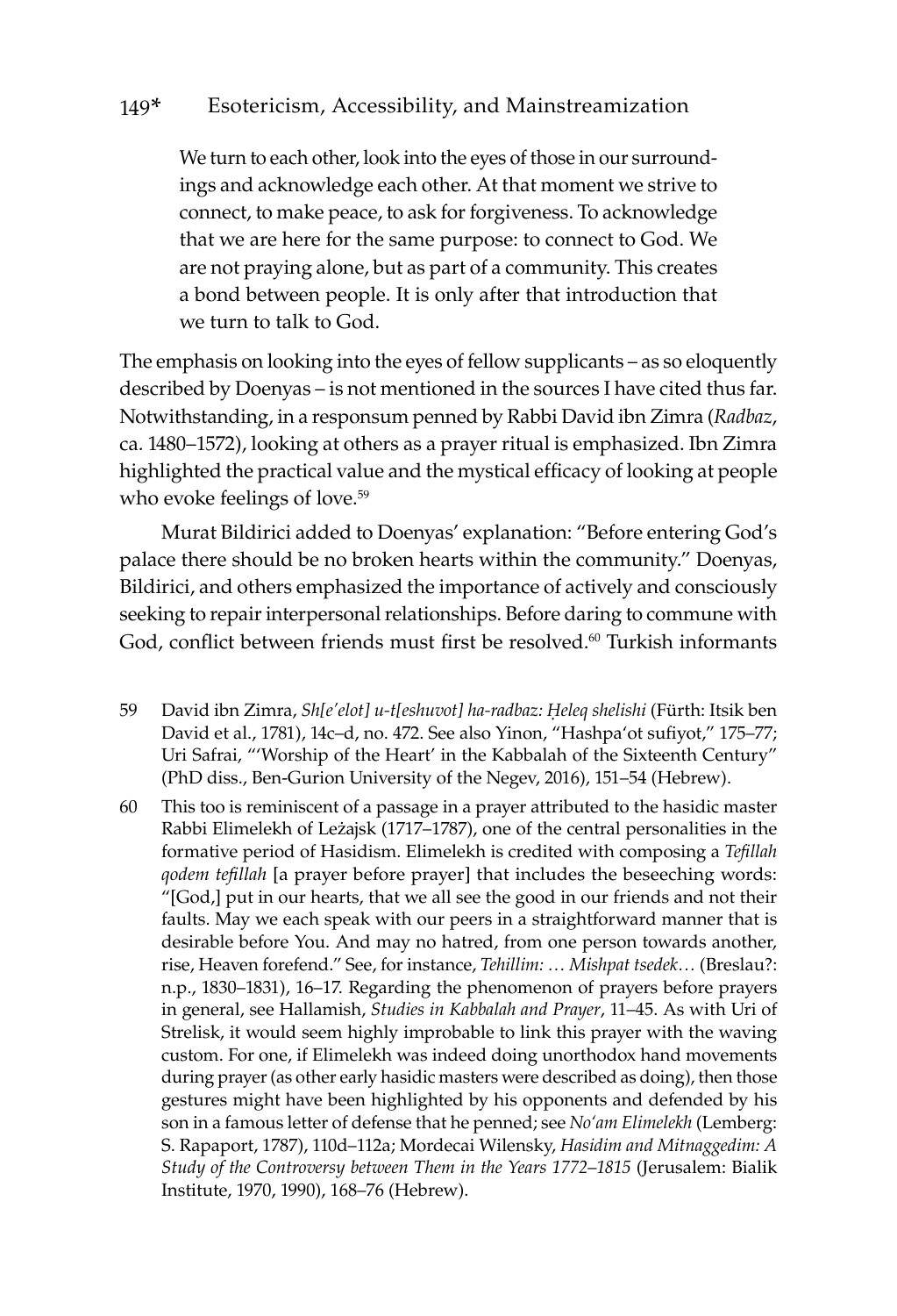> We turn to each other, look into the eyes of those in our surroundings and acknowledge each other. At that moment we strive to connect, to make peace, to ask for forgiveness. To acknowledge that we are here for the same purpose: to connect to God. We are not praying alone, but as part of a community. This creates a bond between people. It is only after that introduction that we turn to talk to God.

The emphasis on looking into the eyes of fellow supplicants – as so eloquently described by Doenyas – is not mentioned in the sources I have cited thus far. Notwithstanding, in a responsum penned by Rabbi David ibn Zimra (*Radbaz*, ca. 1480–1572), looking at others as a prayer ritual is emphasized. Ibn Zimra highlighted the practical value and the mystical efficacy of looking at people who evoke feelings of love.[59]

Murat Bildirici added to Doenyas' explanation: "Before entering God's palace there should be no broken hearts within the community." Doenyas, Bildirici, and others emphasized the importance of actively and consciously seeking to repair interpersonal relationships. Before daring to commune with God, conflict between friends must first be resolved.[60] Turkish informants

59 David ibn Zimra, *Sh[e'elot] u-t[eshuvot] ha-radbaz: Ḥeleq shelishi* (Fürth: Itsik ben David et al., 1781), 14c–d, no. 472. See also Yinon, "Hashpa'ot sufiyot," 175–77; Uri Safrai, "'Worship of the Heart' in the Kabbalah of the Sixteenth Century" (PhD diss., Ben-Gurion University of the Negev, 2016), 151–54 (Hebrew).

60 This too is reminiscent of a passage in a prayer attributed to the hasidic master Rabbi Elimelekh of Leżajsk (1717–1787), one of the central personalities in the formative period of Hasidism. Elimelekh is credited with composing a *Tefillah qodem tefillah* [a prayer before prayer] that includes the beseeching words: "[God,] put in our hearts, that we all see the good in our friends and not their faults. May we each speak with our peers in a straightforward manner that is desirable before You. And may no hatred, from one person towards another, rise, Heaven forefend." See, for instance, *Tehillim: … Mishpat tsedek…* (Breslau?: n.p., 1830–1831), 16–17. Regarding the phenomenon of prayers before prayers in general, see Hallamish, *Studies in Kabbalah and Prayer*, 11–45. As with Uri of Strelisk, it would seem highly improbable to link this prayer with the waving custom. For one, if Elimelekh was indeed doing unorthodox hand movements during prayer (as other early hasidic masters were described as doing), then those gestures might have been highlighted by his opponents and defended by his son in a famous letter of defense that he penned; see *No'am Elimelekh* (Lemberg: S. Rapaport, 1787), 110d–112a; Mordecai Wilensky, *Hasidim and Mitnaggedim: A Study of the Controversy between Them in the Years 1772–1815* (Jerusalem: Bialik Institute, 1970, 1990), 168–76 (Hebrew).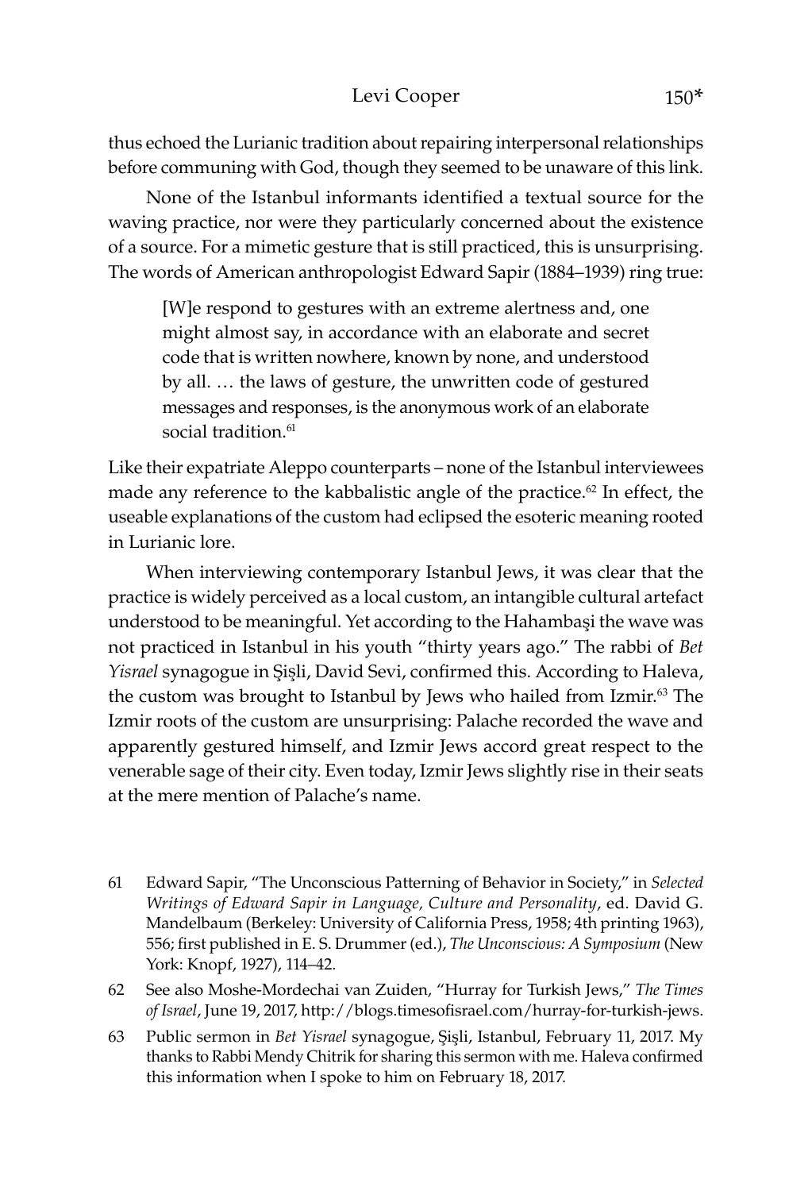thus echoed the Lurianic tradition about repairing interpersonal relationships before communing with God, though they seemed to be unaware of this link.

None of the Istanbul informants identified a textual source for the waving practice, nor were they particularly concerned about the existence of a source. For a mimetic gesture that is still practiced, this is unsurprising. The words of American anthropologist Edward Sapir (1884–1939) ring true:

> [W]e respond to gestures with an extreme alertness and, one might almost say, in accordance with an elaborate and secret code that is written nowhere, known by none, and understood by all. … the laws of gesture, the unwritten code of gestured messages and responses, is the anonymous work of an elaborate social tradition.[61]

Like their expatriate Aleppo counterparts – none of the Istanbul interviewees made any reference to the kabbalistic angle of the practice.[62] In effect, the useable explanations of the custom had eclipsed the esoteric meaning rooted in Lurianic lore.

When interviewing contemporary Istanbul Jews, it was clear that the practice is widely perceived as a local custom, an intangible cultural artefact understood to be meaningful. Yet according to the Hahambaşi the wave was not practiced in Istanbul in his youth "thirty years ago." The rabbi of *Bet Yisrael* synagogue in Şişli, David Sevi, confirmed this. According to Haleva, the custom was brought to Istanbul by Jews who hailed from Izmir.[63] The Izmir roots of the custom are unsurprising: Palache recorded the wave and apparently gestured himself, and Izmir Jews accord great respect to the venerable sage of their city. Even today, Izmir Jews slightly rise in their seats at the mere mention of Palache's name.

61 Edward Sapir, "The Unconscious Patterning of Behavior in Society," in *Selected Writings of Edward Sapir in Language, Culture and Personality*, ed. David G. Mandelbaum (Berkeley: University of California Press, 1958; 4th printing 1963), 556; first published in E. S. Drummer (ed.), *The Unconscious: A Symposium* (New York: Knopf, 1927), 114–42.

62 See also Moshe-Mordechai van Zuiden, "Hurray for Turkish Jews," *The Times of Israel*, June 19, 2017, http://blogs.timesofisrael.com/hurray-for-turkish-jews.

63 Public sermon in *Bet Yisrael* synagogue, Şişli, Istanbul, February 11, 2017. My thanks to Rabbi Mendy Chitrik for sharing this sermon with me. Haleva confirmed this information when I spoke to him on February 18, 2017.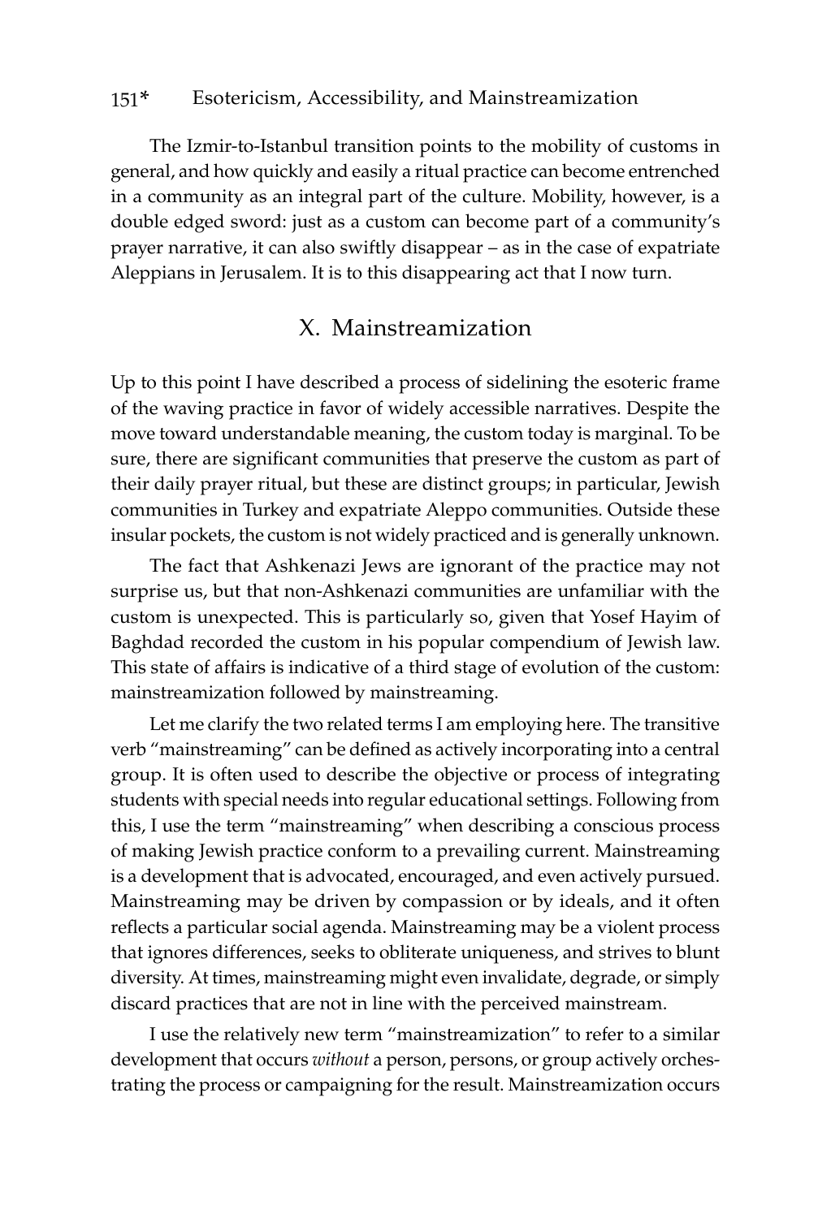The Izmir-to-Istanbul transition points to the mobility of customs in general, and how quickly and easily a ritual practice can become entrenched in a community as an integral part of the culture. Mobility, however, is a double edged sword: just as a custom can become part of a community's prayer narrative, it can also swiftly disappear – as in the case of expatriate Aleppians in Jerusalem. It is to this disappearing act that I now turn.

## X. Mainstreamization

Up to this point I have described a process of sidelining the esoteric frame of the waving practice in favor of widely accessible narratives. Despite the move toward understandable meaning, the custom today is marginal. To be sure, there are significant communities that preserve the custom as part of their daily prayer ritual, but these are distinct groups; in particular, Jewish communities in Turkey and expatriate Aleppo communities. Outside these insular pockets, the custom is not widely practiced and is generally unknown.

The fact that Ashkenazi Jews are ignorant of the practice may not surprise us, but that non-Ashkenazi communities are unfamiliar with the custom is unexpected. This is particularly so, given that Yosef Hayim of Baghdad recorded the custom in his popular compendium of Jewish law. This state of affairs is indicative of a third stage of evolution of the custom: mainstreamization followed by mainstreaming.

Let me clarify the two related terms I am employing here. The transitive verb "mainstreaming" can be defined as actively incorporating into a central group. It is often used to describe the objective or process of integrating students with special needs into regular educational settings. Following from this, I use the term "mainstreaming" when describing a conscious process of making Jewish practice conform to a prevailing current. Mainstreaming is a development that is advocated, encouraged, and even actively pursued. Mainstreaming may be driven by compassion or by ideals, and it often reflects a particular social agenda. Mainstreaming may be a violent process that ignores differences, seeks to obliterate uniqueness, and strives to blunt diversity. At times, mainstreaming might even invalidate, degrade, or simply discard practices that are not in line with the perceived mainstream.

I use the relatively new term "mainstreamization" to refer to a similar development that occurs *without* a person, persons, or group actively orchestrating the process or campaigning for the result. Mainstreamization occurs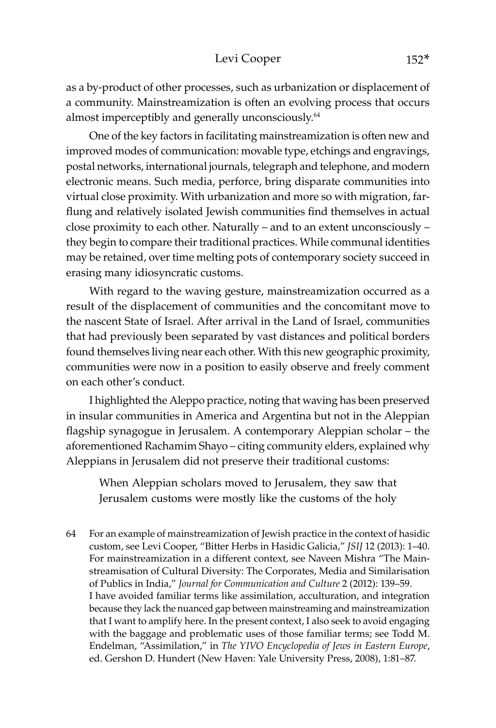as a by-product of other processes, such as urbanization or displacement of a community. Mainstreamization is often an evolving process that occurs almost imperceptibly and generally unconsciously.[64]

One of the key factors in facilitating mainstreamization is often new and improved modes of communication: movable type, etchings and engravings, postal networks, international journals, telegraph and telephone, and modern electronic means. Such media, perforce, bring disparate communities into virtual close proximity. With urbanization and more so with migration, far-flung and relatively isolated Jewish communities find themselves in actual close proximity to each other. Naturally – and to an extent unconsciously – they begin to compare their traditional practices. While communal identities may be retained, over time melting pots of contemporary society succeed in erasing many idiosyncratic customs.

With regard to the waving gesture, mainstreamization occurred as a result of the displacement of communities and the concomitant move to the nascent State of Israel. After arrival in the Land of Israel, communities that had previously been separated by vast distances and political borders found themselves living near each other. With this new geographic proximity, communities were now in a position to easily observe and freely comment on each other's conduct.

I highlighted the Aleppo practice, noting that waving has been preserved in insular communities in America and Argentina but not in the Aleppian flagship synagogue in Jerusalem. A contemporary Aleppian scholar – the aforementioned Rachamim Shayo – citing community elders, explained why Aleppians in Jerusalem did not preserve their traditional customs:

> When Aleppian scholars moved to Jerusalem, they saw that Jerusalem customs were mostly like the customs of the holy

64 For an example of mainstreamization of Jewish practice in the context of hasidic custom, see Levi Cooper, "Bitter Herbs in Hasidic Galicia," *JSIJ* 12 (2013): 1–40. For mainstreamization in a different context, see Naveen Mishra "The Mainstreamisation of Cultural Diversity: The Corporates, Media and Similarisation of Publics in India," *Journal for Communication and Culture* 2 (2012): 139–59. I have avoided familiar terms like assimilation, acculturation, and integration because they lack the nuanced gap between mainstreaming and mainstreamization that I want to amplify here. In the present context, I also seek to avoid engaging with the baggage and problematic uses of those familiar terms; see Todd M. Endelman, "Assimilation," in *The YIVO Encyclopedia of Jews in Eastern Europe*, ed. Gershon D. Hundert (New Haven: Yale University Press, 2008), 1:81–87.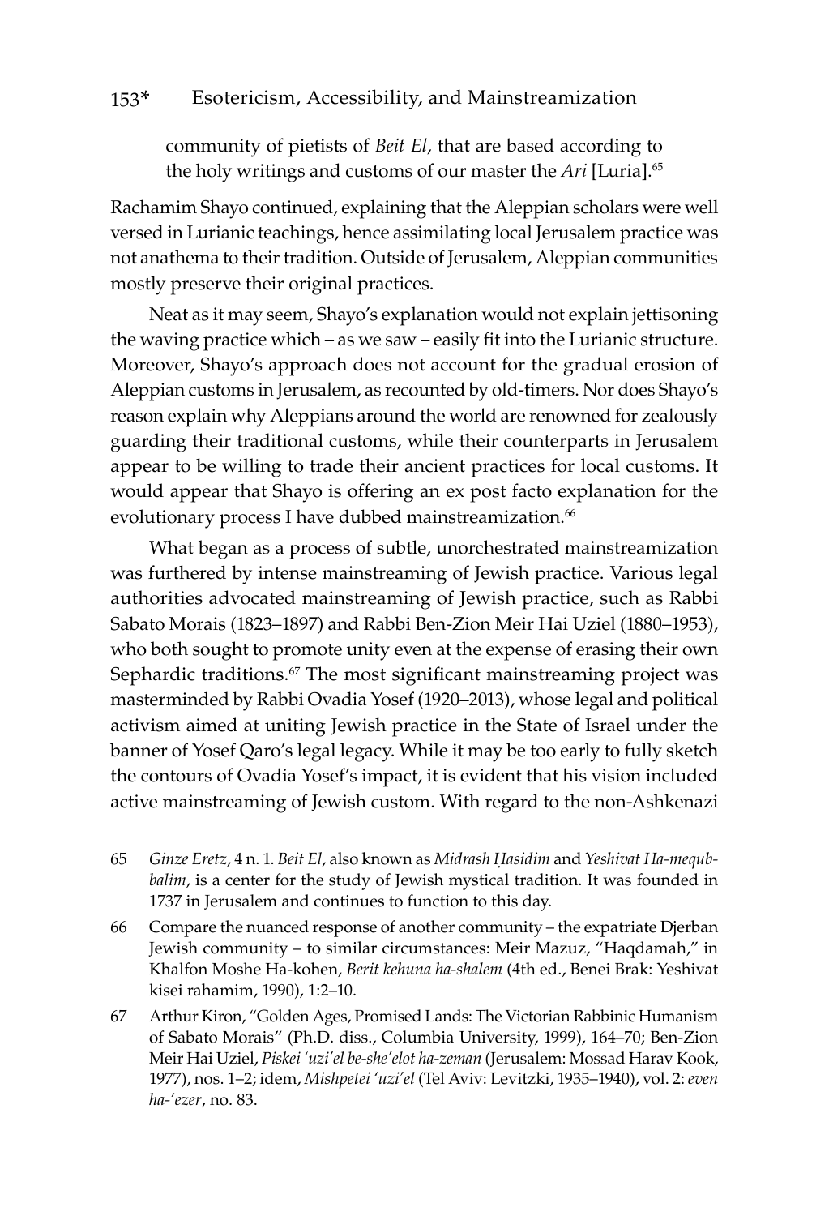community of pietists of *Beit El*, that are based according to the holy writings and customs of our master the *Ari* [Luria].[65]

Rachamim Shayo continued, explaining that the Aleppian scholars were well versed in Lurianic teachings, hence assimilating local Jerusalem practice was not anathema to their tradition. Outside of Jerusalem, Aleppian communities mostly preserve their original practices.

Neat as it may seem, Shayo's explanation would not explain jettisoning the waving practice which – as we saw – easily fit into the Lurianic structure. Moreover, Shayo's approach does not account for the gradual erosion of Aleppian customs in Jerusalem, as recounted by old-timers. Nor does Shayo's reason explain why Aleppians around the world are renowned for zealously guarding their traditional customs, while their counterparts in Jerusalem appear to be willing to trade their ancient practices for local customs. It would appear that Shayo is offering an ex post facto explanation for the evolutionary process I have dubbed mainstreamization.[66]

What began as a process of subtle, unorchestrated mainstreamization was furthered by intense mainstreaming of Jewish practice. Various legal authorities advocated mainstreaming of Jewish practice, such as Rabbi Sabato Morais (1823–1897) and Rabbi Ben-Zion Meir Hai Uziel (1880–1953), who both sought to promote unity even at the expense of erasing their own Sephardic traditions.[67] The most significant mainstreaming project was masterminded by Rabbi Ovadia Yosef (1920–2013), whose legal and political activism aimed at uniting Jewish practice in the State of Israel under the banner of Yosef Qaro's legal legacy. While it may be too early to fully sketch the contours of Ovadia Yosef's impact, it is evident that his vision included active mainstreaming of Jewish custom. With regard to the non-Ashkenazi

65 *Ginze Eretz*, 4 n. 1. *Beit El*, also known as *Midrash Ḥasidim* and *Yeshivat Ha-mequbbalim*, is a center for the study of Jewish mystical tradition. It was founded in 1737 in Jerusalem and continues to function to this day.

66 Compare the nuanced response of another community – the expatriate Djerban Jewish community – to similar circumstances: Meir Mazuz, "Haqdamah," in Khalfon Moshe Ha-kohen, *Berit kehuna ha-shalem* (4th ed., Benei Brak: Yeshivat kisei rahamim, 1990), 1:2–10.

67 Arthur Kiron, "Golden Ages, Promised Lands: The Victorian Rabbinic Humanism of Sabato Morais" (Ph.D. diss., Columbia University, 1999), 164–70; Ben-Zion Meir Hai Uziel, *Piskei 'uzi'el be-she'elot ha-zeman* (Jerusalem: Mossad Harav Kook, 1977), nos. 1–2; idem, *Mishpetei 'uzi'el* (Tel Aviv: Levitzki, 1935–1940), vol. 2: *even ha-'ezer*, no. 83.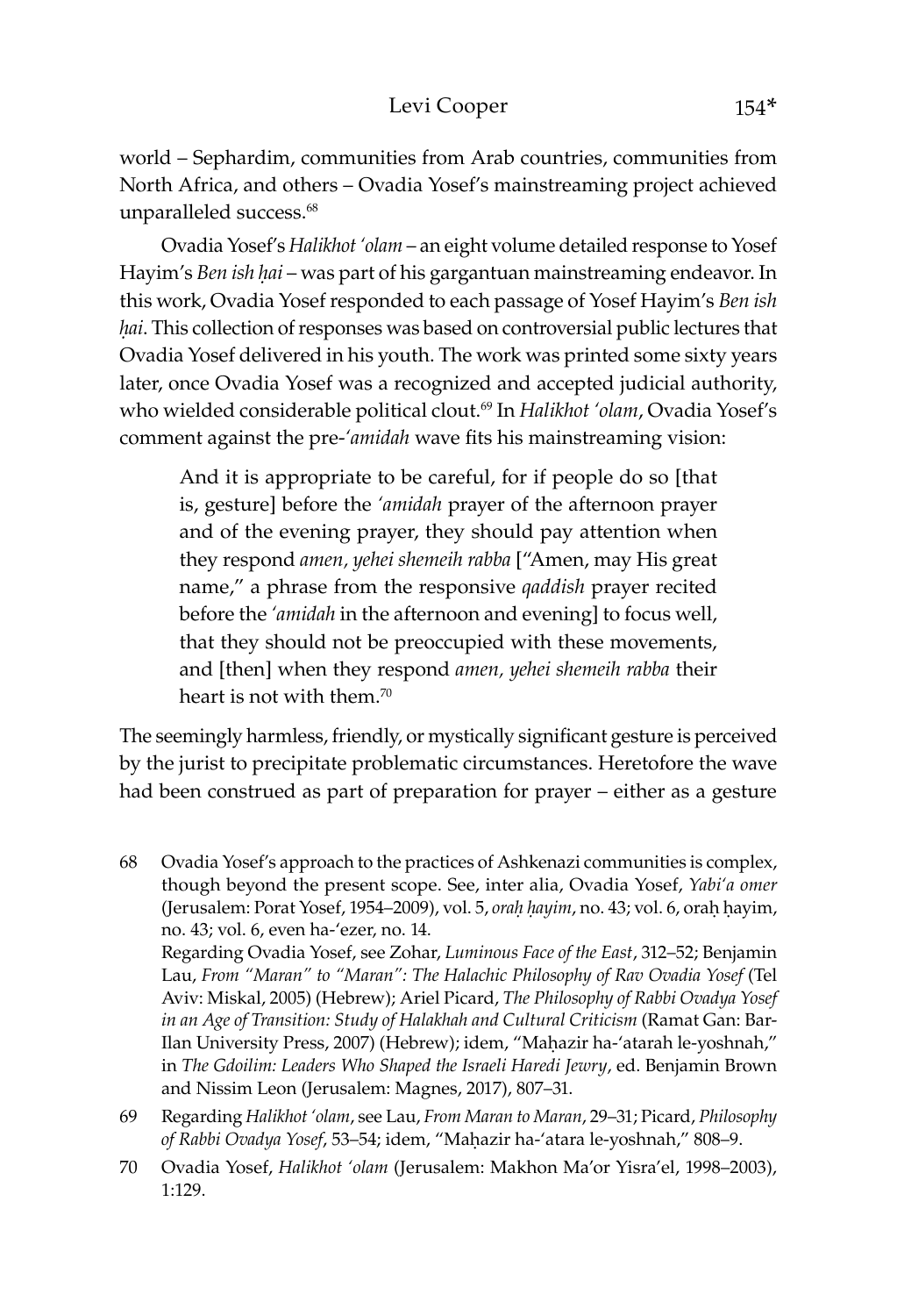world – Sephardim, communities from Arab countries, communities from North Africa, and others – Ovadia Yosef's mainstreaming project achieved unparalleled success.[68]

Ovadia Yosef's *Halikhot 'olam* – an eight volume detailed response to Yosef Hayim's *Ben ish ḥai* – was part of his gargantuan mainstreaming endeavor. In this work, Ovadia Yosef responded to each passage of Yosef Hayim's *Ben ish ḥai*. This collection of responses was based on controversial public lectures that Ovadia Yosef delivered in his youth. The work was printed some sixty years later, once Ovadia Yosef was a recognized and accepted judicial authority, who wielded considerable political clout.[69] In *Halikhot 'olam*, Ovadia Yosef's comment against the pre-*'amidah* wave fits his mainstreaming vision:

> And it is appropriate to be careful, for if people do so [that is, gesture] before the *'amidah* prayer of the afternoon prayer and of the evening prayer, they should pay attention when they respond *amen, yehei shemeih rabba* ["Amen, may His great name," a phrase from the responsive *qaddish* prayer recited before the *'amidah* in the afternoon and evening] to focus well, that they should not be preoccupied with these movements, and [then] when they respond *amen, yehei shemeih rabba* their heart is not with them.[70]

The seemingly harmless, friendly, or mystically significant gesture is perceived by the jurist to precipitate problematic circumstances. Heretofore the wave had been construed as part of preparation for prayer – either as a gesture

---

68 Ovadia Yosef's approach to the practices of Ashkenazi communities is complex, though beyond the present scope. See, inter alia, Ovadia Yosef, *Yabi'a omer* (Jerusalem: Porat Yosef, 1954–2009), vol. 5, *oraḥ ḥayim*, no. 43; vol. 6, oraḥ ḥayim, no. 43; vol. 6, even ha-'ezer, no. 14.
Regarding Ovadia Yosef, see Zohar, *Luminous Face of the East*, 312–52; Benjamin Lau, *From "Maran" to "Maran": The Halachic Philosophy of Rav Ovadia Yosef* (Tel Aviv: Miskal, 2005) (Hebrew); Ariel Picard, *The Philosophy of Rabbi Ovadya Yosef in an Age of Transition: Study of Halakhah and Cultural Criticism* (Ramat Gan: Bar-Ilan University Press, 2007) (Hebrew); idem, "Maḥazir ha-'atarah le-yoshnah," in *The Gdoilim: Leaders Who Shaped the Israeli Haredi Jewry*, ed. Benjamin Brown and Nissim Leon (Jerusalem: Magnes, 2017), 807–31.

69 Regarding *Halikhot 'olam*, see Lau, *From Maran to Maran*, 29–31; Picard, *Philosophy of Rabbi Ovadya Yosef*, 53–54; idem, "Maḥazir ha-'atara le-yoshnah," 808–9.

70 Ovadia Yosef, *Halikhot 'olam* (Jerusalem: Makhon Ma'or Yisra'el, 1998–2003), 1:129.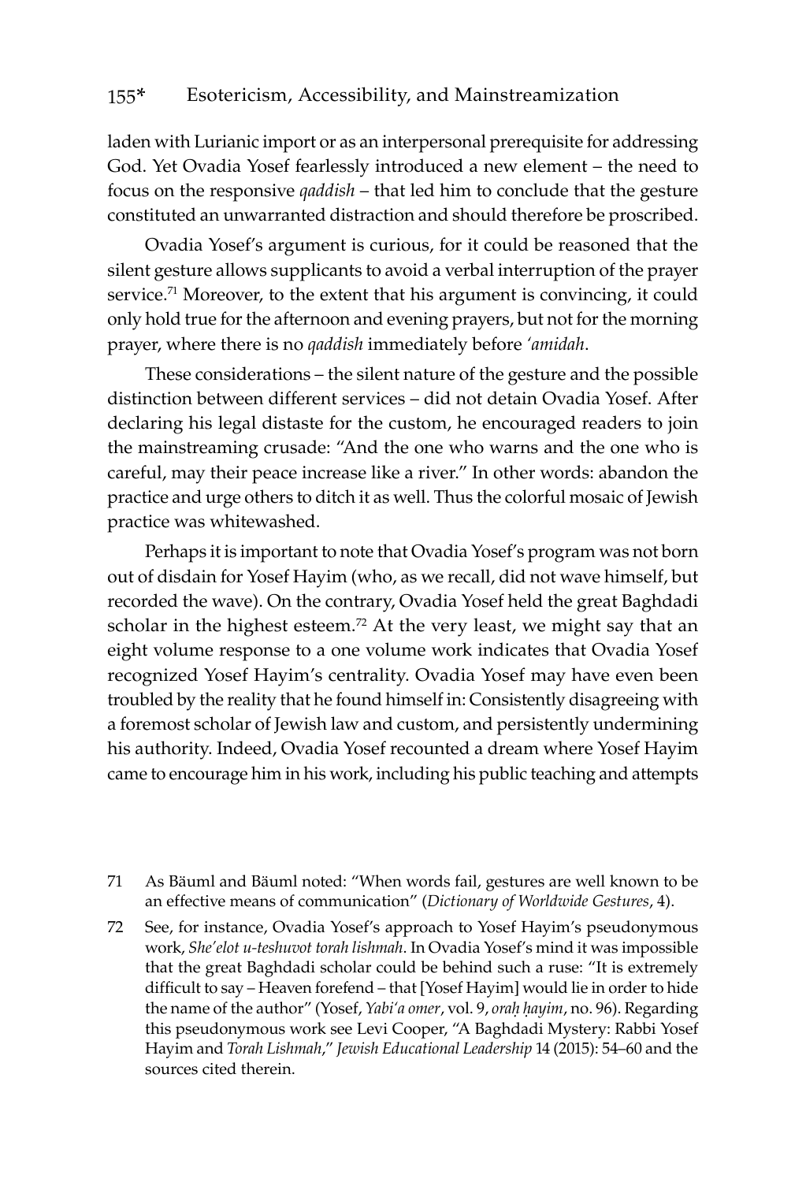laden with Lurianic import or as an interpersonal prerequisite for addressing God. Yet Ovadia Yosef fearlessly introduced a new element – the need to focus on the responsive *qaddish* – that led him to conclude that the gesture constituted an unwarranted distraction and should therefore be proscribed.

Ovadia Yosef's argument is curious, for it could be reasoned that the silent gesture allows supplicants to avoid a verbal interruption of the prayer service.[71] Moreover, to the extent that his argument is convincing, it could only hold true for the afternoon and evening prayers, but not for the morning prayer, where there is no *qaddish* immediately before *'amidah*.

These considerations – the silent nature of the gesture and the possible distinction between different services – did not detain Ovadia Yosef. After declaring his legal distaste for the custom, he encouraged readers to join the mainstreaming crusade: "And the one who warns and the one who is careful, may their peace increase like a river." In other words: abandon the practice and urge others to ditch it as well. Thus the colorful mosaic of Jewish practice was whitewashed.

Perhaps it is important to note that Ovadia Yosef's program was not born out of disdain for Yosef Hayim (who, as we recall, did not wave himself, but recorded the wave). On the contrary, Ovadia Yosef held the great Baghdadi scholar in the highest esteem.[72] At the very least, we might say that an eight volume response to a one volume work indicates that Ovadia Yosef recognized Yosef Hayim's centrality. Ovadia Yosef may have even been troubled by the reality that he found himself in: Consistently disagreeing with a foremost scholar of Jewish law and custom, and persistently undermining his authority. Indeed, Ovadia Yosef recounted a dream where Yosef Hayim came to encourage him in his work, including his public teaching and attempts

71 As Bäuml and Bäuml noted: "When words fail, gestures are well known to be an effective means of communication" (*Dictionary of Worldwide Gestures*, 4).

72 See, for instance, Ovadia Yosef's approach to Yosef Hayim's pseudonymous work, *She'elot u-teshuvot torah lishmah*. In Ovadia Yosef's mind it was impossible that the great Baghdadi scholar could be behind such a ruse: "It is extremely difficult to say – Heaven forefend – that [Yosef Hayim] would lie in order to hide the name of the author" (Yosef, *Yabi'a omer*, vol. 9, *oraḥ ḥayim*, no. 96). Regarding this pseudonymous work see Levi Cooper, "A Baghdadi Mystery: Rabbi Yosef Hayim and *Torah Lishmah*," *Jewish Educational Leadership* 14 (2015): 54–60 and the sources cited therein.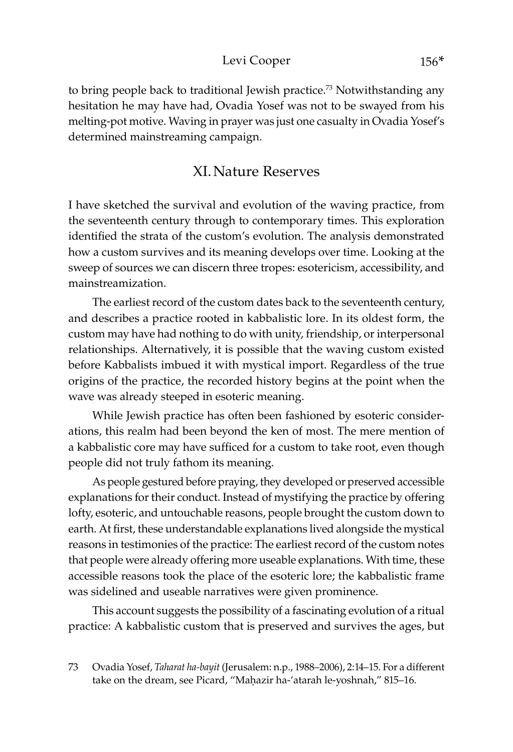to bring people back to traditional Jewish practice.[73] Notwithstanding any hesitation he may have had, Ovadia Yosef was not to be swayed from his melting-pot motive. Waving in prayer was just one casualty in Ovadia Yosef's determined mainstreaming campaign.

## XI. Nature Reserves

I have sketched the survival and evolution of the waving practice, from the seventeenth century through to contemporary times. This exploration identified the strata of the custom's evolution. The analysis demonstrated how a custom survives and its meaning develops over time. Looking at the sweep of sources we can discern three tropes: esotericism, accessibility, and mainstreamization.

The earliest record of the custom dates back to the seventeenth century, and describes a practice rooted in kabbalistic lore. In its oldest form, the custom may have had nothing to do with unity, friendship, or interpersonal relationships. Alternatively, it is possible that the waving custom existed before Kabbalists imbued it with mystical import. Regardless of the true origins of the practice, the recorded history begins at the point when the wave was already steeped in esoteric meaning.

While Jewish practice has often been fashioned by esoteric considerations, this realm had been beyond the ken of most. The mere mention of a kabbalistic core may have sufficed for a custom to take root, even though people did not truly fathom its meaning.

As people gestured before praying, they developed or preserved accessible explanations for their conduct. Instead of mystifying the practice by offering lofty, esoteric, and untouchable reasons, people brought the custom down to earth. At first, these understandable explanations lived alongside the mystical reasons in testimonies of the practice: The earliest record of the custom notes that people were already offering more useable explanations. With time, these accessible reasons took the place of the esoteric lore; the kabbalistic frame was sidelined and useable narratives were given prominence.

This account suggests the possibility of a fascinating evolution of a ritual practice: A kabbalistic custom that is preserved and survives the ages, but

73 Ovadia Yosef, *Taharat ha-bayit* (Jerusalem: n.p., 1988–2006), 2:14–15. For a different take on the dream, see Picard, "Maḥazir ha-'atarah le-yoshnah," 815–16.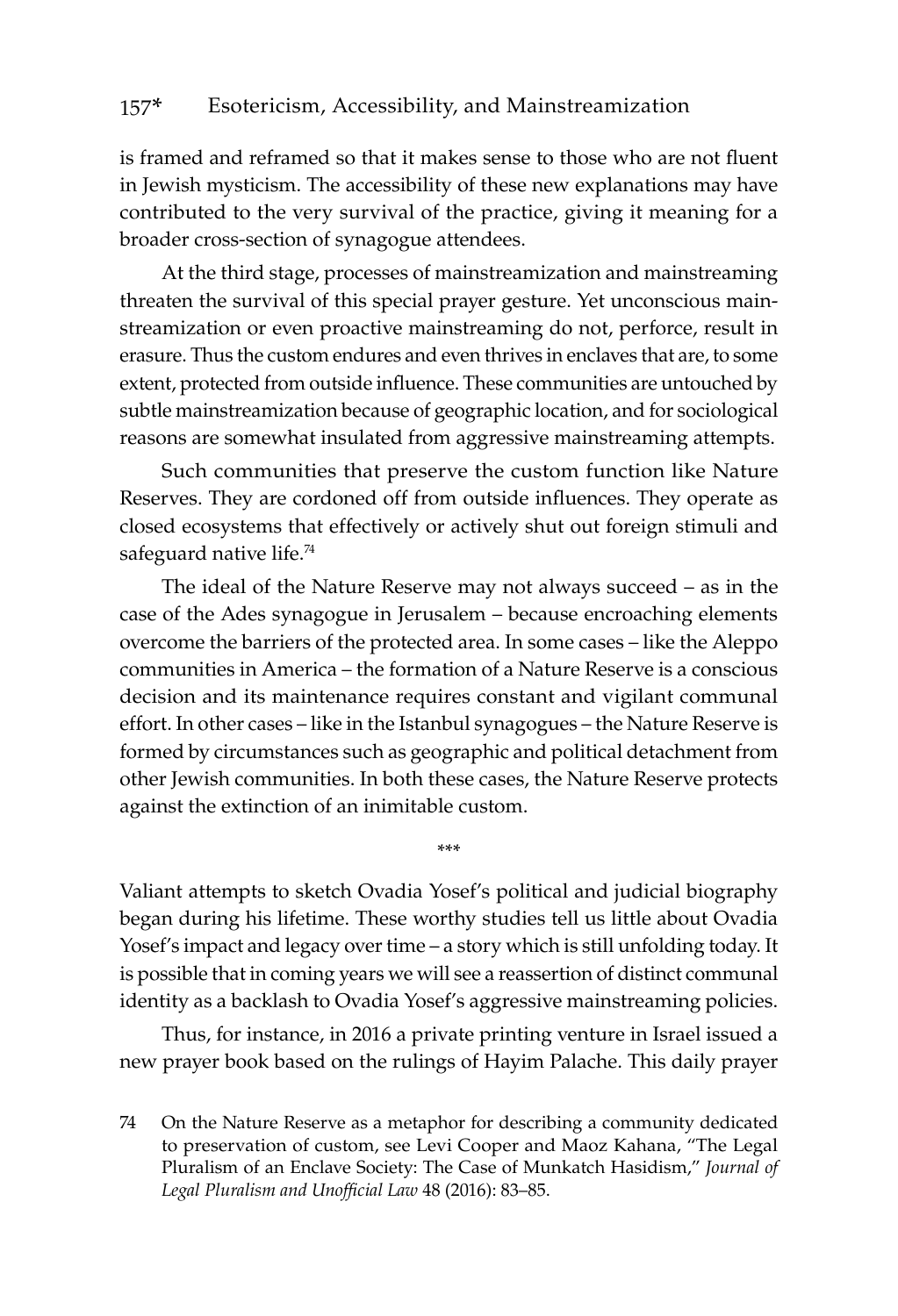is framed and reframed so that it makes sense to those who are not fluent in Jewish mysticism. The accessibility of these new explanations may have contributed to the very survival of the practice, giving it meaning for a broader cross-section of synagogue attendees.

At the third stage, processes of mainstreamization and mainstreaming threaten the survival of this special prayer gesture. Yet unconscious mainstreamization or even proactive mainstreaming do not, perforce, result in erasure. Thus the custom endures and even thrives in enclaves that are, to some extent, protected from outside influence. These communities are untouched by subtle mainstreamization because of geographic location, and for sociological reasons are somewhat insulated from aggressive mainstreaming attempts.

Such communities that preserve the custom function like Nature Reserves. They are cordoned off from outside influences. They operate as closed ecosystems that effectively or actively shut out foreign stimuli and safeguard native life.[74]

The ideal of the Nature Reserve may not always succeed – as in the case of the Ades synagogue in Jerusalem – because encroaching elements overcome the barriers of the protected area. In some cases – like the Aleppo communities in America – the formation of a Nature Reserve is a conscious decision and its maintenance requires constant and vigilant communal effort. In other cases – like in the Istanbul synagogues – the Nature Reserve is formed by circumstances such as geographic and political detachment from other Jewish communities. In both these cases, the Nature Reserve protects against the extinction of an inimitable custom.

***

Valiant attempts to sketch Ovadia Yosef's political and judicial biography began during his lifetime. These worthy studies tell us little about Ovadia Yosef's impact and legacy over time – a story which is still unfolding today. It is possible that in coming years we will see a reassertion of distinct communal identity as a backlash to Ovadia Yosef's aggressive mainstreaming policies.

Thus, for instance, in 2016 a private printing venture in Israel issued a new prayer book based on the rulings of Hayim Palache. This daily prayer

74 On the Nature Reserve as a metaphor for describing a community dedicated to preservation of custom, see Levi Cooper and Maoz Kahana, "The Legal Pluralism of an Enclave Society: The Case of Munkatch Hasidism," *Journal of Legal Pluralism and Unofficial Law* 48 (2016): 83–85.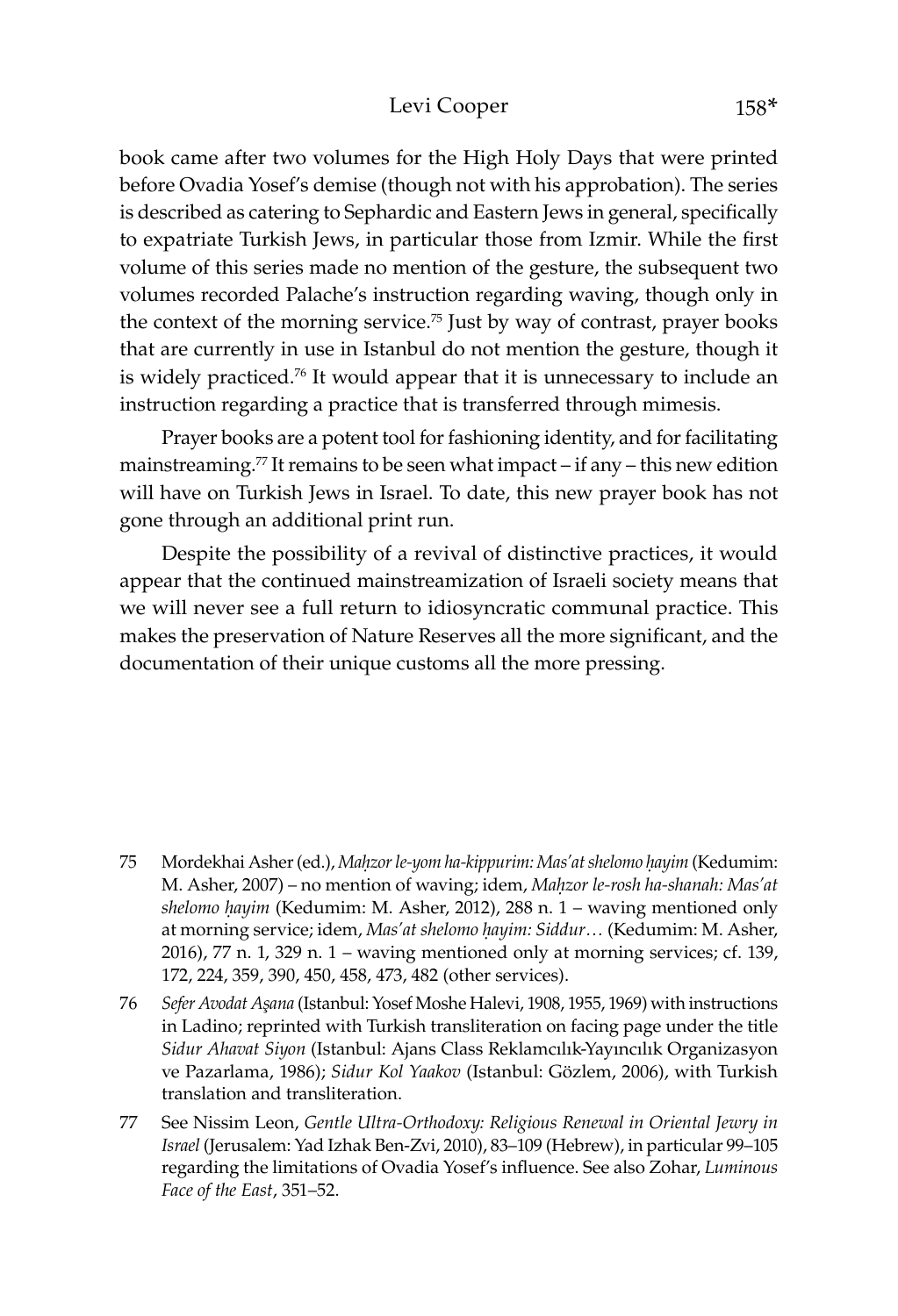book came after two volumes for the High Holy Days that were printed before Ovadia Yosef's demise (though not with his approbation). The series is described as catering to Sephardic and Eastern Jews in general, specifically to expatriate Turkish Jews, in particular those from Izmir. While the first volume of this series made no mention of the gesture, the subsequent two volumes recorded Palache's instruction regarding waving, though only in the context of the morning service.[75] Just by way of contrast, prayer books that are currently in use in Istanbul do not mention the gesture, though it is widely practiced.[76] It would appear that it is unnecessary to include an instruction regarding a practice that is transferred through mimesis.

Prayer books are a potent tool for fashioning identity, and for facilitating mainstreaming.[77] It remains to be seen what impact – if any – this new edition will have on Turkish Jews in Israel. To date, this new prayer book has not gone through an additional print run.

Despite the possibility of a revival of distinctive practices, it would appear that the continued mainstreamization of Israeli society means that we will never see a full return to idiosyncratic communal practice. This makes the preservation of Nature Reserves all the more significant, and the documentation of their unique customs all the more pressing.

75 Mordekhai Asher (ed.), *Maḥzor le-yom ha-kippurim: Mas'at shelomo ḥayim* (Kedumim: M. Asher, 2007) – no mention of waving; idem, *Maḥzor le-rosh ha-shanah: Mas'at shelomo ḥayim* (Kedumim: M. Asher, 2012), 288 n. 1 – waving mentioned only at morning service; idem, *Mas'at shelomo ḥayim: Siddur…* (Kedumim: M. Asher, 2016), 77 n. 1, 329 n. 1 – waving mentioned only at morning services; cf. 139, 172, 224, 359, 390, 450, 458, 473, 482 (other services).

76 *Sefer Avodat Aşana* (Istanbul: Yosef Moshe Halevi, 1908, 1955, 1969) with instructions in Ladino; reprinted with Turkish transliteration on facing page under the title *Sidur Ahavat Siyon* (Istanbul: Ajans Class Reklamcılık-Yayıncılık Organizasyon ve Pazarlama, 1986); *Sidur Kol Yaakov* (Istanbul: Gözlem, 2006), with Turkish translation and transliteration.

77 See Nissim Leon, *Gentle Ultra-Orthodoxy: Religious Renewal in Oriental Jewry in Israel* (Jerusalem: Yad Izhak Ben-Zvi, 2010), 83–109 (Hebrew), in particular 99–105 regarding the limitations of Ovadia Yosef's influence. See also Zohar, *Luminous Face of the East*, 351–52.